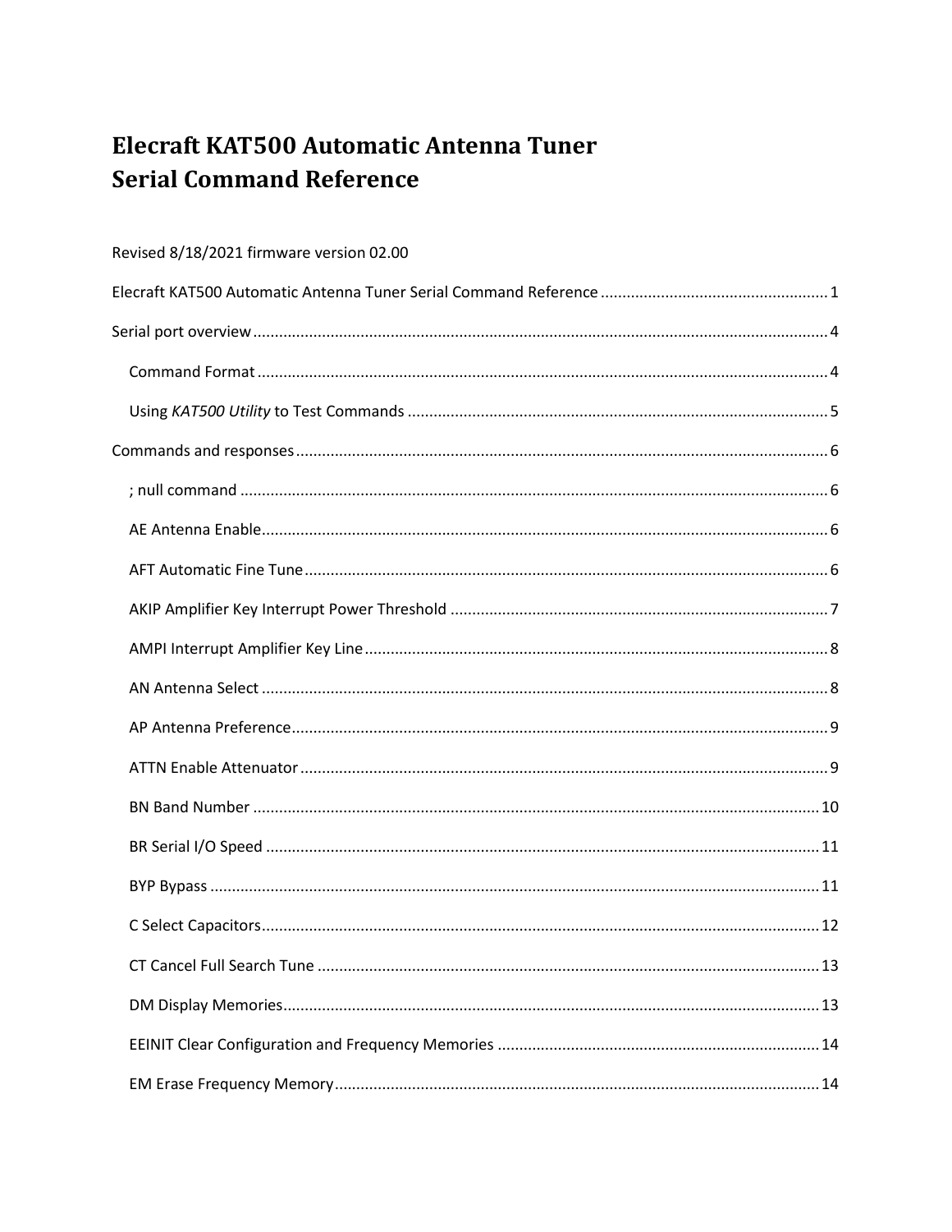# Elecraft KAT500 Automatic Antenna Tuner Serial Command Reference

Revised 8/18/2021 firmware version 02.00

Elecraft KAT500 Automatic Antenna Tuner Serial Command Reference .......... 1

Serial port overview .......... 4

- Command Format .......... 4
- Using *KAT500 Utility* to Test Commands .......... 5

Commands and responses .......... 6

- ; null command .......... 6
- AE Antenna Enable .......... 6
- AFT Automatic Fine Tune .......... 6
- AKIP Amplifier Key Interrupt Power Threshold .......... 7
- AMPI Interrupt Amplifier Key Line .......... 8
- AN Antenna Select .......... 8
- AP Antenna Preference .......... 9
- ATTN Enable Attenuator .......... 9
- BN Band Number .......... 10
- BR Serial I/O Speed .......... 11
- BYP Bypass .......... 11
- C Select Capacitors .......... 12
- CT Cancel Full Search Tune .......... 13
- DM Display Memories .......... 13
- EEINIT Clear Configuration and Frequency Memories .......... 14
- EM Erase Frequency Memory .......... 14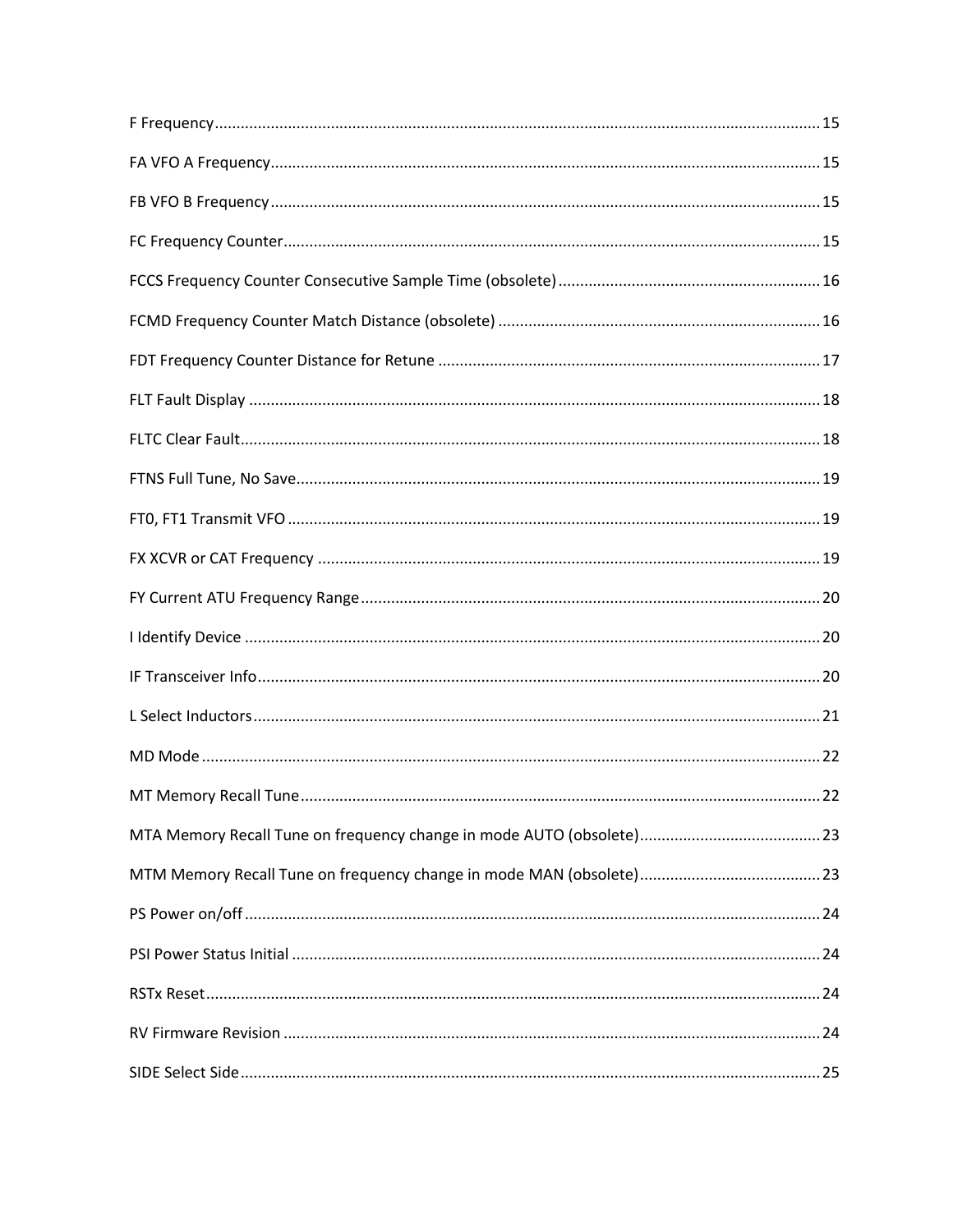F Frequency............................................................................................................................................ 15

FA VFO A Frequency.............................................................................................................................. 15

FB VFO B Frequency.............................................................................................................................. 15

FC Frequency Counter........................................................................................................................... 15

FCCS Frequency Counter Consecutive Sample Time (obsolete)............................................................ 16

FCMD Frequency Counter Match Distance (obsolete).......................................................................... 16

FDT Frequency Counter Distance for Retune ........................................................................................ 17

FLT Fault Display .................................................................................................................................... 18

FLTC Clear Fault...................................................................................................................................... 18

FTNS Full Tune, No Save......................................................................................................................... 19

FT0, FT1 Transmit VFO ........................................................................................................................... 19

FX XCVR or CAT Frequency .................................................................................................................... 19

FY Current ATU Frequency Range.......................................................................................................... 20

I Identify Device ..................................................................................................................................... 20

IF Transceiver Info.................................................................................................................................. 20

L Select Inductors................................................................................................................................... 21

MD Mode ............................................................................................................................................... 22

MT Memory Recall Tune........................................................................................................................ 22

MTA Memory Recall Tune on frequency change in mode AUTO (obsolete).......................................... 23

MTM Memory Recall Tune on frequency change in mode MAN (obsolete).......................................... 23

PS Power on/off ..................................................................................................................................... 24

PSI Power Status Initial .......................................................................................................................... 24

RSTx Reset.............................................................................................................................................. 24

RV Firmware Revision ............................................................................................................................ 24

SIDE Select Side...................................................................................................................................... 25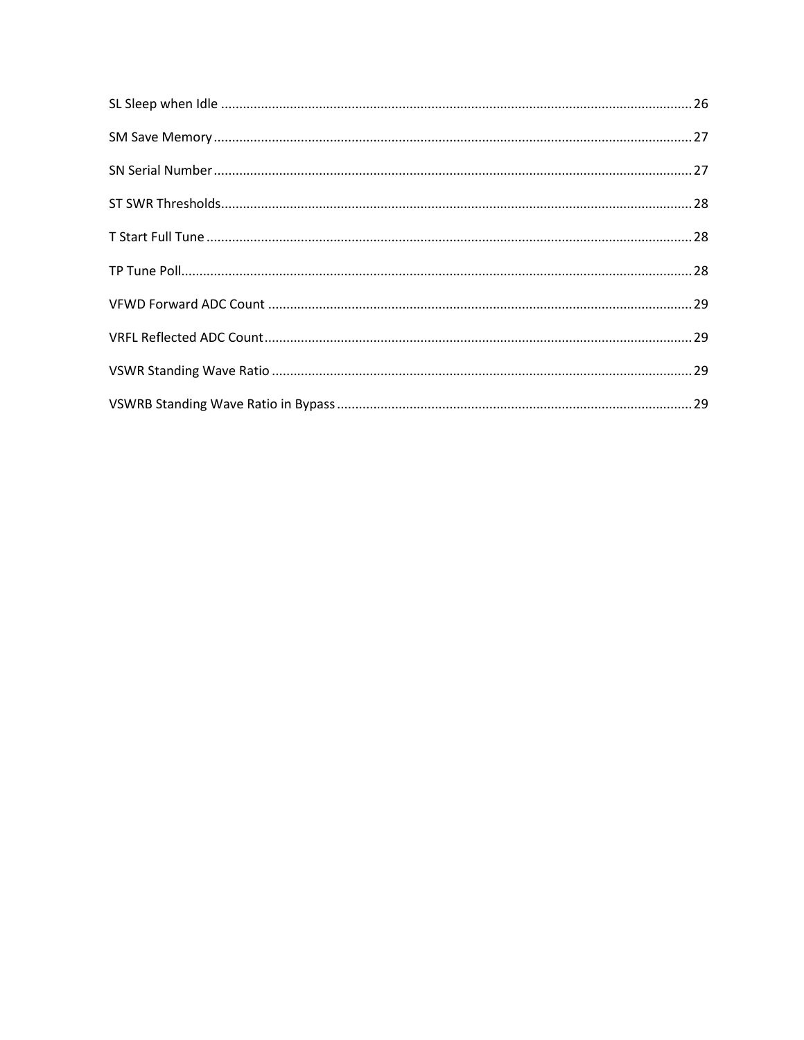SL Sleep when Idle ........................................................................................................................................ 26

SM Save Memory ........................................................................................................................................ 27

SN Serial Number ........................................................................................................................................ 27

ST SWR Thresholds ........................................................................................................................................ 28

T Start Full Tune ........................................................................................................................................ 28

TP Tune Poll ........................................................................................................................................ 28

VFWD Forward ADC Count ........................................................................................................................................ 29

VRFL Reflected ADC Count ........................................................................................................................................ 29

VSWR Standing Wave Ratio ........................................................................................................................................ 29

VSWRB Standing Wave Ratio in Bypass ........................................................................................................................................ 29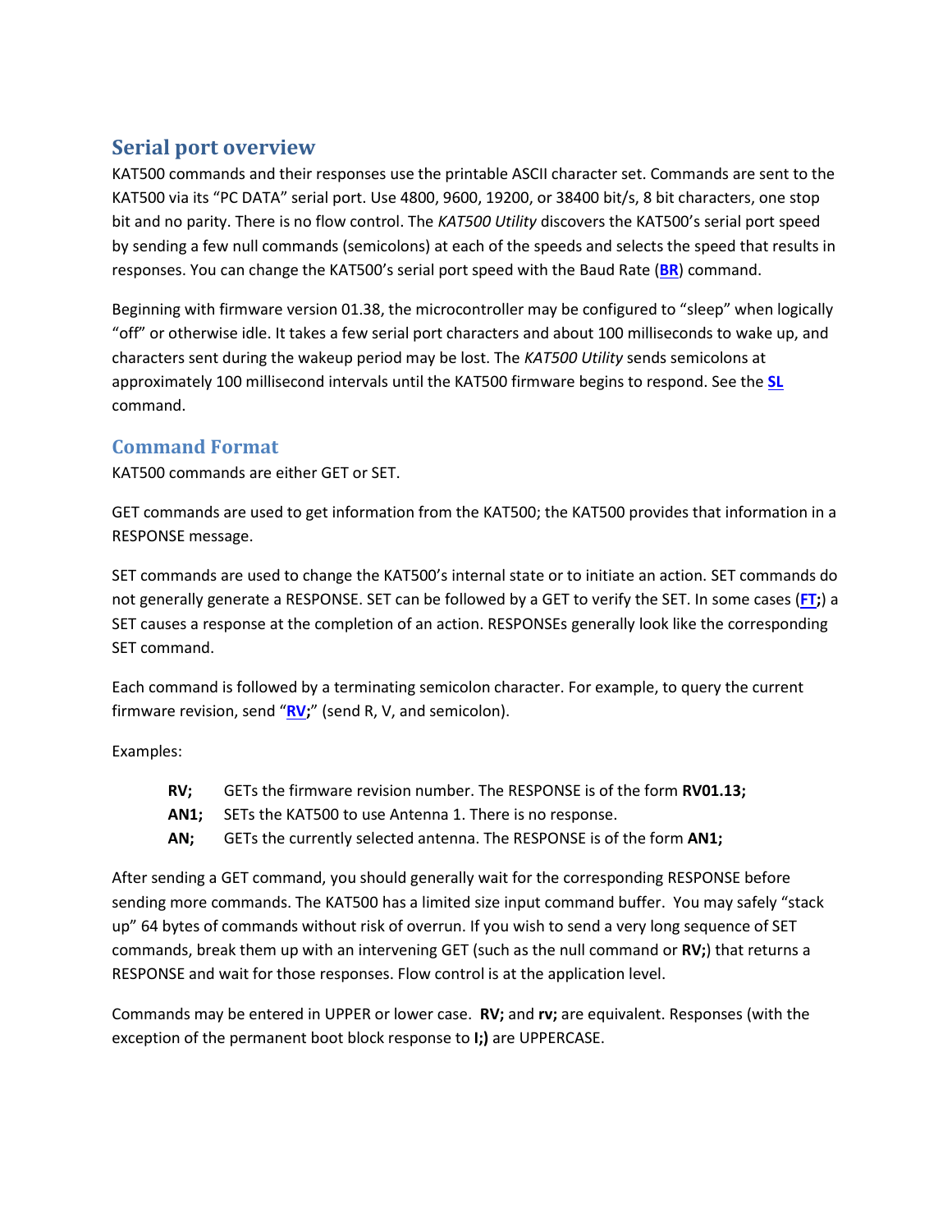## Serial port overview

KAT500 commands and their responses use the printable ASCII character set. Commands are sent to the KAT500 via its "PC DATA" serial port. Use 4800, 9600, 19200, or 38400 bit/s, 8 bit characters, one stop bit and no parity. There is no flow control. The *KAT500 Utility* discovers the KAT500's serial port speed by sending a few null commands (semicolons) at each of the speeds and selects the speed that results in responses. You can change the KAT500's serial port speed with the Baud Rate (**BR**) command.

Beginning with firmware version 01.38, the microcontroller may be configured to "sleep" when logically "off" or otherwise idle. It takes a few serial port characters and about 100 milliseconds to wake up, and characters sent during the wakeup period may be lost. The *KAT500 Utility* sends semicolons at approximately 100 millisecond intervals until the KAT500 firmware begins to respond. See the **SL** command.

## Command Format

KAT500 commands are either GET or SET.

GET commands are used to get information from the KAT500; the KAT500 provides that information in a RESPONSE message.

SET commands are used to change the KAT500's internal state or to initiate an action. SET commands do not generally generate a RESPONSE. SET can be followed by a GET to verify the SET. In some cases (**FT;**) a SET causes a response at the completion of an action. RESPONSEs generally look like the corresponding SET command.

Each command is followed by a terminating semicolon character. For example, to query the current firmware revision, send "**RV;**" (send R, V, and semicolon).

Examples:

- **RV;** GETs the firmware revision number. The RESPONSE is of the form **RV01.13;**
- **AN1;** SETs the KAT500 to use Antenna 1. There is no response.
- **AN;** GETs the currently selected antenna. The RESPONSE is of the form **AN1;**

After sending a GET command, you should generally wait for the corresponding RESPONSE before sending more commands. The KAT500 has a limited size input command buffer. You may safely "stack up" 64 bytes of commands without risk of overrun. If you wish to send a very long sequence of SET commands, break them up with an intervening GET (such as the null command or **RV;**) that returns a RESPONSE and wait for those responses. Flow control is at the application level.

Commands may be entered in UPPER or lower case. **RV;** and **rv;** are equivalent. Responses (with the exception of the permanent boot block response to **I;)** are UPPERCASE.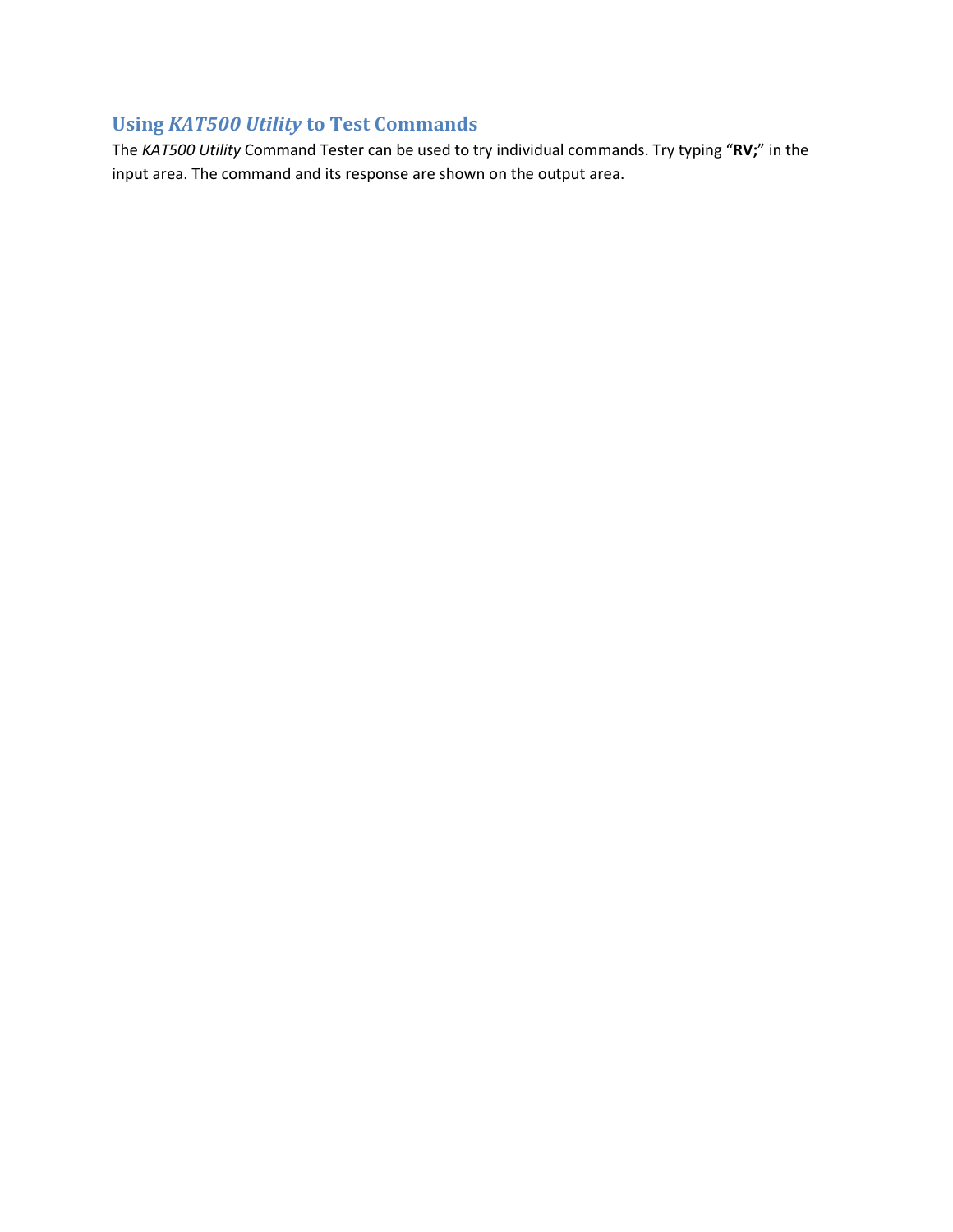## Using *KAT500 Utility* to Test Commands

The *KAT500 Utility* Command Tester can be used to try individual commands. Try typing "**RV;**" in the input area. The command and its response are shown on the output area.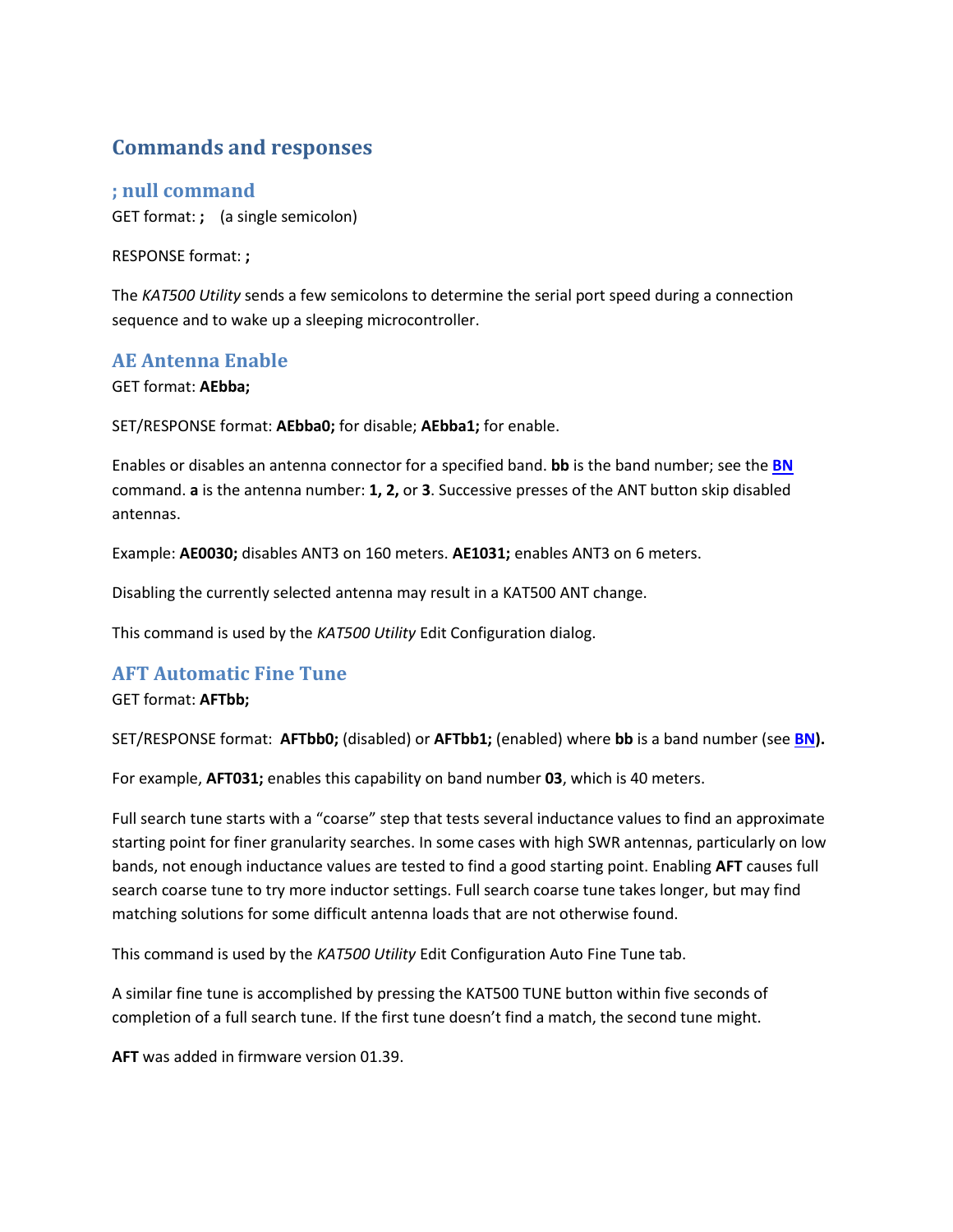# Commands and responses

## ; null command

GET format: **;** (a single semicolon)

RESPONSE format: **;**

The *KAT500 Utility* sends a few semicolons to determine the serial port speed during a connection sequence and to wake up a sleeping microcontroller.

## AE Antenna Enable

GET format: **AEbba;**

SET/RESPONSE format: **AEbba0;** for disable; **AEbba1;** for enable.

Enables or disables an antenna connector for a specified band. **bb** is the band number; see the **BN** command. **a** is the antenna number: **1, 2,** or **3**. Successive presses of the ANT button skip disabled antennas.

Example: **AE0030;** disables ANT3 on 160 meters. **AE1031;** enables ANT3 on 6 meters.

Disabling the currently selected antenna may result in a KAT500 ANT change.

This command is used by the *KAT500 Utility* Edit Configuration dialog.

## AFT Automatic Fine Tune

GET format: **AFTbb;**

SET/RESPONSE format: **AFTbb0;** (disabled) or **AFTbb1;** (enabled) where **bb** is a band number (see **BN**).

For example, **AFT031;** enables this capability on band number **03**, which is 40 meters.

Full search tune starts with a "coarse" step that tests several inductance values to find an approximate starting point for finer granularity searches. In some cases with high SWR antennas, particularly on low bands, not enough inductance values are tested to find a good starting point. Enabling **AFT** causes full search coarse tune to try more inductor settings. Full search coarse tune takes longer, but may find matching solutions for some difficult antenna loads that are not otherwise found.

This command is used by the *KAT500 Utility* Edit Configuration Auto Fine Tune tab.

A similar fine tune is accomplished by pressing the KAT500 TUNE button within five seconds of completion of a full search tune. If the first tune doesn't find a match, the second tune might.

**AFT** was added in firmware version 01.39.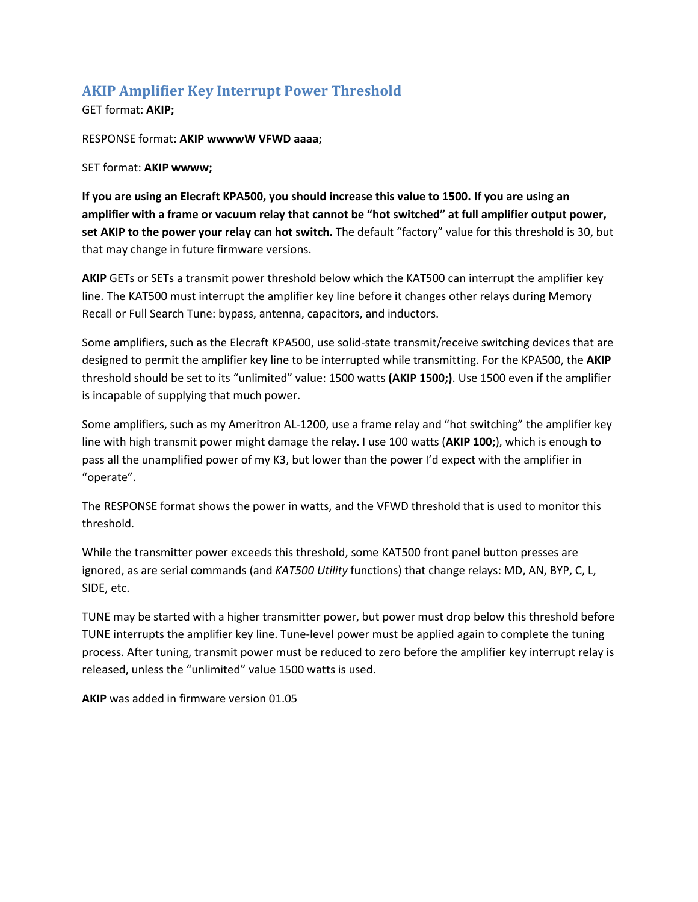## AKIP Amplifier Key Interrupt Power Threshold

GET format: **AKIP;**

RESPONSE format: **AKIP wwwwW VFWD aaaa;**

SET format: **AKIP wwww;**

**If you are using an Elecraft KPA500, you should increase this value to 1500. If you are using an amplifier with a frame or vacuum relay that cannot be "hot switched" at full amplifier output power, set AKIP to the power your relay can hot switch.** The default "factory" value for this threshold is 30, but that may change in future firmware versions.

**AKIP** GETs or SETs a transmit power threshold below which the KAT500 can interrupt the amplifier key line. The KAT500 must interrupt the amplifier key line before it changes other relays during Memory Recall or Full Search Tune: bypass, antenna, capacitors, and inductors.

Some amplifiers, such as the Elecraft KPA500, use solid-state transmit/receive switching devices that are designed to permit the amplifier key line to be interrupted while transmitting. For the KPA500, the **AKIP** threshold should be set to its "unlimited" value: 1500 watts **(AKIP 1500;)**. Use 1500 even if the amplifier is incapable of supplying that much power.

Some amplifiers, such as my Ameritron AL-1200, use a frame relay and "hot switching" the amplifier key line with high transmit power might damage the relay. I use 100 watts (**AKIP 100;**), which is enough to pass all the unamplified power of my K3, but lower than the power I'd expect with the amplifier in "operate".

The RESPONSE format shows the power in watts, and the VFWD threshold that is used to monitor this threshold.

While the transmitter power exceeds this threshold, some KAT500 front panel button presses are ignored, as are serial commands (and *KAT500 Utility* functions) that change relays: MD, AN, BYP, C, L, SIDE, etc.

TUNE may be started with a higher transmitter power, but power must drop below this threshold before TUNE interrupts the amplifier key line. Tune-level power must be applied again to complete the tuning process. After tuning, transmit power must be reduced to zero before the amplifier key interrupt relay is released, unless the "unlimited" value 1500 watts is used.

**AKIP** was added in firmware version 01.05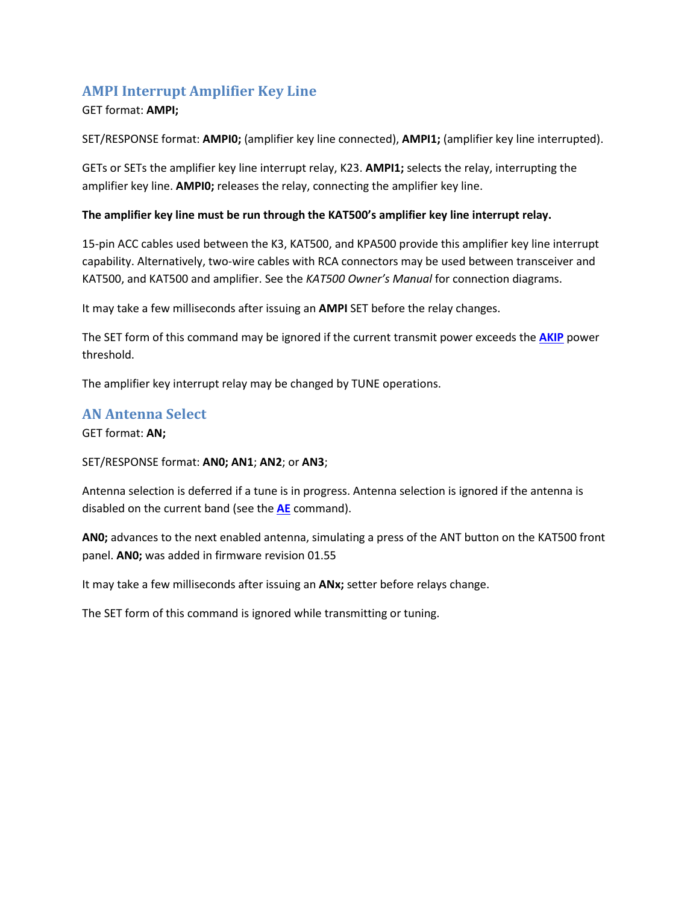## AMPI Interrupt Amplifier Key Line

GET format: **AMPI;**

SET/RESPONSE format: **AMPI0;** (amplifier key line connected), **AMPI1;** (amplifier key line interrupted).

GETs or SETs the amplifier key line interrupt relay, K23. **AMPI1;** selects the relay, interrupting the amplifier key line. **AMPI0;** releases the relay, connecting the amplifier key line.

**The amplifier key line must be run through the KAT500's amplifier key line interrupt relay.**

15-pin ACC cables used between the K3, KAT500, and KPA500 provide this amplifier key line interrupt capability. Alternatively, two-wire cables with RCA connectors may be used between transceiver and KAT500, and KAT500 and amplifier. See the *KAT500 Owner's Manual* for connection diagrams.

It may take a few milliseconds after issuing an **AMPI** SET before the relay changes.

The SET form of this command may be ignored if the current transmit power exceeds the **AKIP** power threshold.

The amplifier key interrupt relay may be changed by TUNE operations.

## AN Antenna Select

GET format: **AN;**

SET/RESPONSE format: **AN0; AN1**; **AN2**; or **AN3**;

Antenna selection is deferred if a tune is in progress. Antenna selection is ignored if the antenna is disabled on the current band (see the **AE** command).

**AN0;** advances to the next enabled antenna, simulating a press of the ANT button on the KAT500 front panel. **AN0;** was added in firmware revision 01.55

It may take a few milliseconds after issuing an **ANx;** setter before relays change.

The SET form of this command is ignored while transmitting or tuning.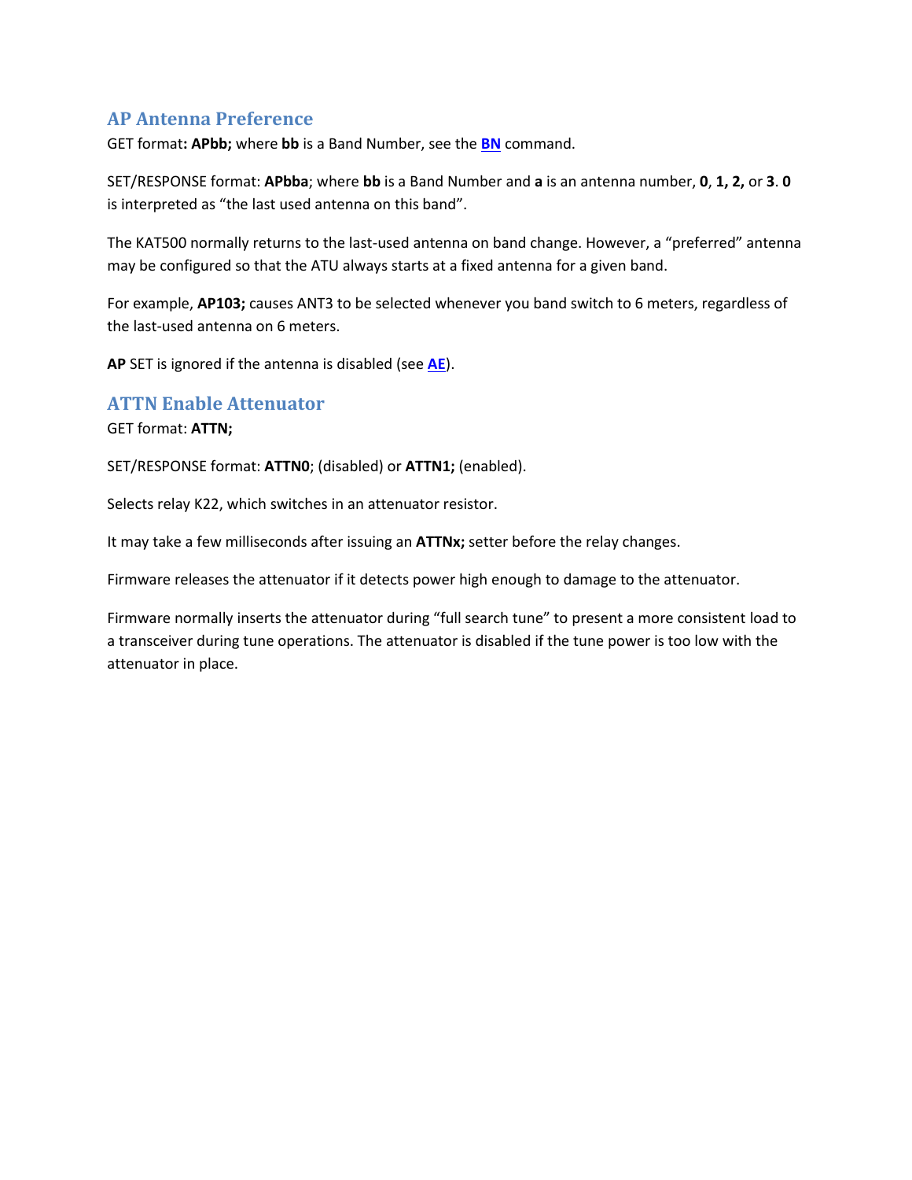## AP Antenna Preference

GET format**: APbb;** where **bb** is a Band Number, see the **BN** command.

SET/RESPONSE format: **APbba**; where **bb** is a Band Number and **a** is an antenna number, **0**, **1, 2,** or **3**. **0** is interpreted as "the last used antenna on this band".

The KAT500 normally returns to the last-used antenna on band change. However, a "preferred" antenna may be configured so that the ATU always starts at a fixed antenna for a given band.

For example, **AP103;** causes ANT3 to be selected whenever you band switch to 6 meters, regardless of the last-used antenna on 6 meters.

**AP** SET is ignored if the antenna is disabled (see **AE**).

## ATTN Enable Attenuator

GET format: **ATTN;**

SET/RESPONSE format: **ATTN0**; (disabled) or **ATTN1;** (enabled).

Selects relay K22, which switches in an attenuator resistor.

It may take a few milliseconds after issuing an **ATTNx;** setter before the relay changes.

Firmware releases the attenuator if it detects power high enough to damage to the attenuator.

Firmware normally inserts the attenuator during "full search tune" to present a more consistent load to a transceiver during tune operations. The attenuator is disabled if the tune power is too low with the attenuator in place.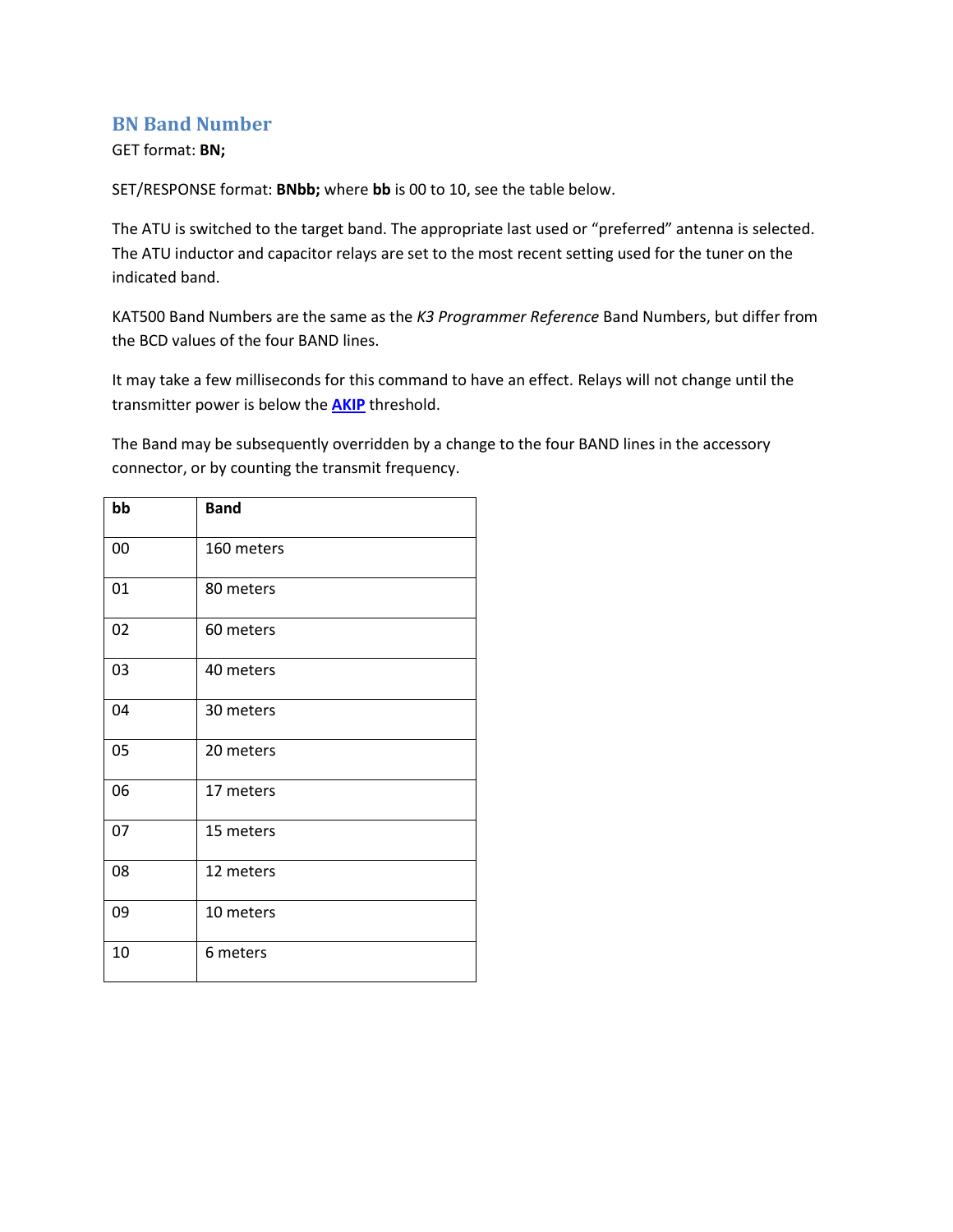## BN Band Number

GET format: **BN;**

SET/RESPONSE format: **BNbb;** where **bb** is 00 to 10, see the table below.

The ATU is switched to the target band. The appropriate last used or "preferred" antenna is selected. The ATU inductor and capacitor relays are set to the most recent setting used for the tuner on the indicated band.

KAT500 Band Numbers are the same as the *K3 Programmer Reference* Band Numbers, but differ from the BCD values of the four BAND lines.

It may take a few milliseconds for this command to have an effect. Relays will not change until the transmitter power is below the **AKIP** threshold.

The Band may be subsequently overridden by a change to the four BAND lines in the accessory connector, or by counting the transmit frequency.

| bb | Band |
|---|---|
| 00 | 160 meters |
| 01 | 80 meters |
| 02 | 60 meters |
| 03 | 40 meters |
| 04 | 30 meters |
| 05 | 20 meters |
| 06 | 17 meters |
| 07 | 15 meters |
| 08 | 12 meters |
| 09 | 10 meters |
| 10 | 6 meters |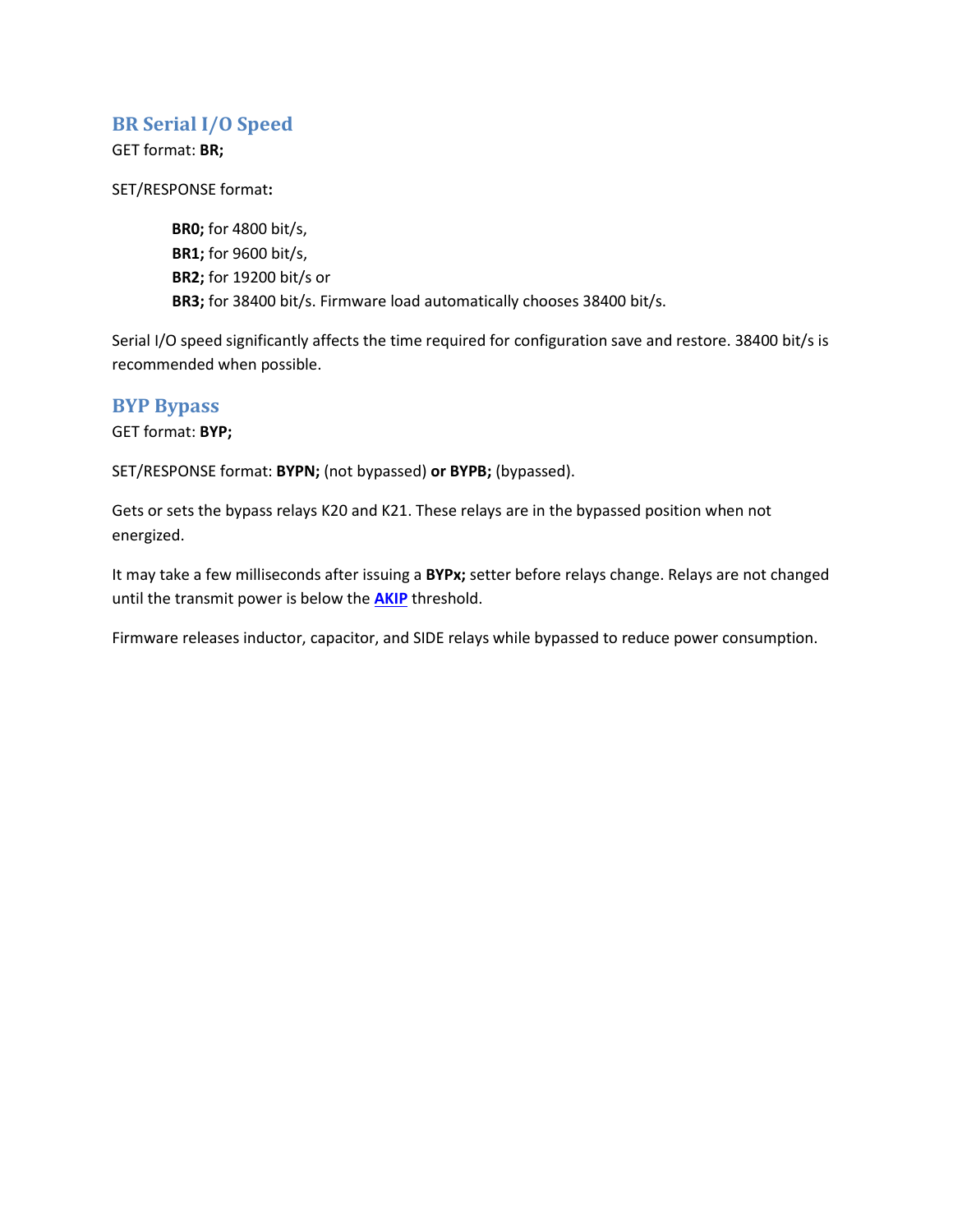## BR Serial I/O Speed

GET format: **BR;**

SET/RESPONSE format**:**

> **BR0;** for 4800 bit/s,
> **BR1;** for 9600 bit/s,
> **BR2;** for 19200 bit/s or
> **BR3;** for 38400 bit/s. Firmware load automatically chooses 38400 bit/s.

Serial I/O speed significantly affects the time required for configuration save and restore. 38400 bit/s is recommended when possible.

## BYP Bypass

GET format: **BYP;**

SET/RESPONSE format: **BYPN;** (not bypassed) **or BYPB;** (bypassed).

Gets or sets the bypass relays K20 and K21. These relays are in the bypassed position when not energized.

It may take a few milliseconds after issuing a **BYPx;** setter before relays change. Relays are not changed until the transmit power is below the **AKIP** threshold.

Firmware releases inductor, capacitor, and SIDE relays while bypassed to reduce power consumption.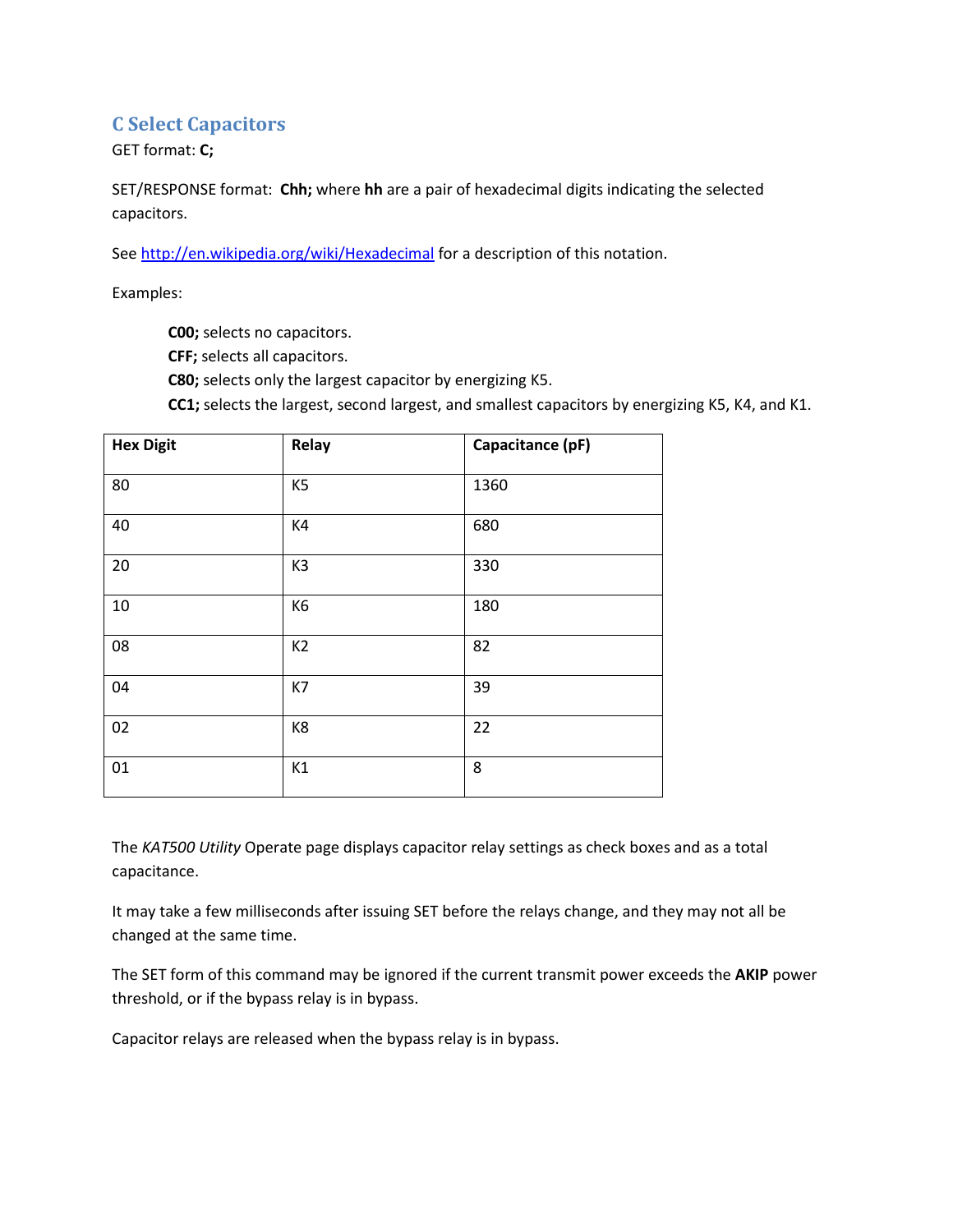## C Select Capacitors

GET format: **C;**

SET/RESPONSE format: **Chh;** where **hh** are a pair of hexadecimal digits indicating the selected capacitors.

See [http://en.wikipedia.org/wiki/Hexadecimal](http://en.wikipedia.org/wiki/Hexadecimal) for a description of this notation.

Examples:

> **C00;** selects no capacitors.
> **CFF;** selects all capacitors.
> **C80;** selects only the largest capacitor by energizing K5.
> **CC1;** selects the largest, second largest, and smallest capacitors by energizing K5, K4, and K1.

| **Hex Digit** | **Relay** | **Capacitance (pF)** |
|---|---|---|
| 80 | K5 | 1360 |
| 40 | K4 | 680 |
| 20 | K3 | 330 |
| 10 | K6 | 180 |
| 08 | K2 | 82 |
| 04 | K7 | 39 |
| 02 | K8 | 22 |
| 01 | K1 | 8 |

The *KAT500 Utility* Operate page displays capacitor relay settings as check boxes and as a total capacitance.

It may take a few milliseconds after issuing SET before the relays change, and they may not all be changed at the same time.

The SET form of this command may be ignored if the current transmit power exceeds the **AKIP** power threshold, or if the bypass relay is in bypass.

Capacitor relays are released when the bypass relay is in bypass.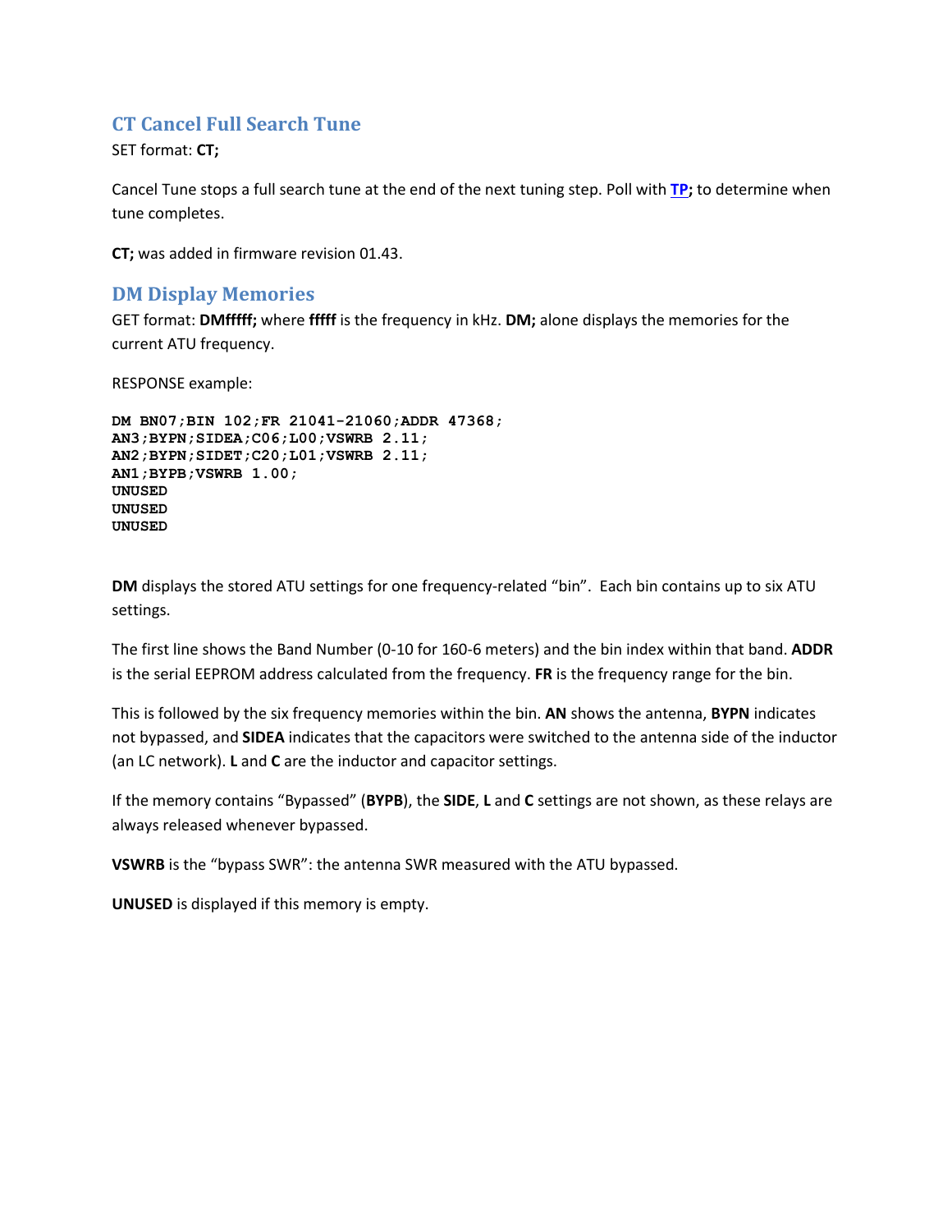## CT Cancel Full Search Tune

SET format: **CT;**

Cancel Tune stops a full search tune at the end of the next tuning step. Poll with **TP;** to determine when tune completes.

**CT;** was added in firmware revision 01.43.

## DM Display Memories

GET format: **DMfffff;** where **fffff** is the frequency in kHz. **DM;** alone displays the memories for the current ATU frequency.

RESPONSE example:

```
DM BN07;BIN 102;FR 21041-21060;ADDR 47368;
AN3;BYPN;SIDEA;C06;L00;VSWRB 2.11;
AN2;BYPN;SIDET;C20;L01;VSWRB 2.11;
AN1;BYPB;VSWRB 1.00;
UNUSED
UNUSED
UNUSED
```

**DM** displays the stored ATU settings for one frequency-related "bin". Each bin contains up to six ATU settings.

The first line shows the Band Number (0-10 for 160-6 meters) and the bin index within that band. **ADDR** is the serial EEPROM address calculated from the frequency. **FR** is the frequency range for the bin.

This is followed by the six frequency memories within the bin. **AN** shows the antenna, **BYPN** indicates not bypassed, and **SIDEA** indicates that the capacitors were switched to the antenna side of the inductor (an LC network). **L** and **C** are the inductor and capacitor settings.

If the memory contains "Bypassed" (**BYPB**), the **SIDE**, **L** and **C** settings are not shown, as these relays are always released whenever bypassed.

**VSWRB** is the "bypass SWR": the antenna SWR measured with the ATU bypassed.

**UNUSED** is displayed if this memory is empty.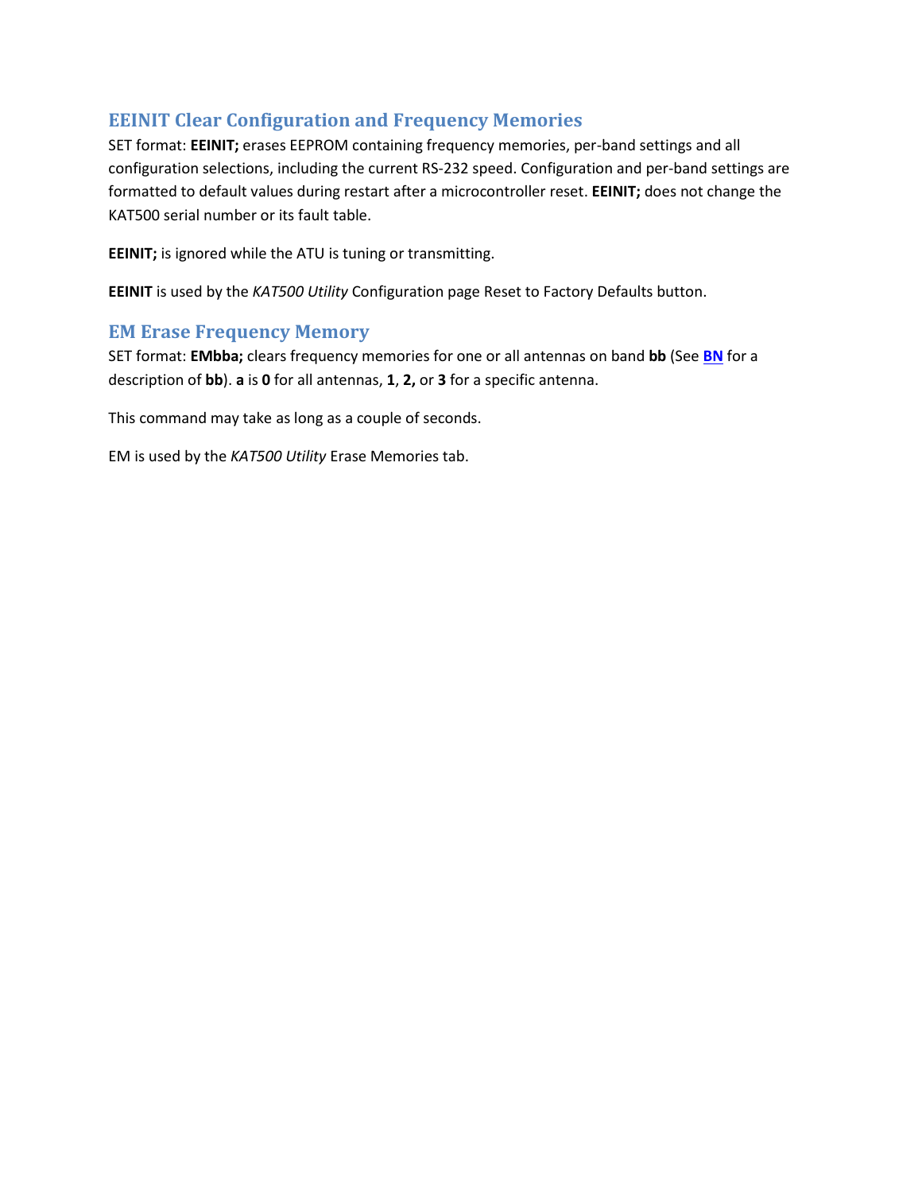## EEINIT Clear Configuration and Frequency Memories

SET format: **EEINIT;** erases EEPROM containing frequency memories, per-band settings and all configuration selections, including the current RS-232 speed. Configuration and per-band settings are formatted to default values during restart after a microcontroller reset. **EEINIT;** does not change the KAT500 serial number or its fault table.

**EEINIT;** is ignored while the ATU is tuning or transmitting.

**EEINIT** is used by the *KAT500 Utility* Configuration page Reset to Factory Defaults button.

## EM Erase Frequency Memory

SET format: **EMbba;** clears frequency memories for one or all antennas on band **bb** (See **BN** for a description of **bb**). **a** is **0** for all antennas, **1**, **2,** or **3** for a specific antenna.

This command may take as long as a couple of seconds.

EM is used by the *KAT500 Utility* Erase Memories tab.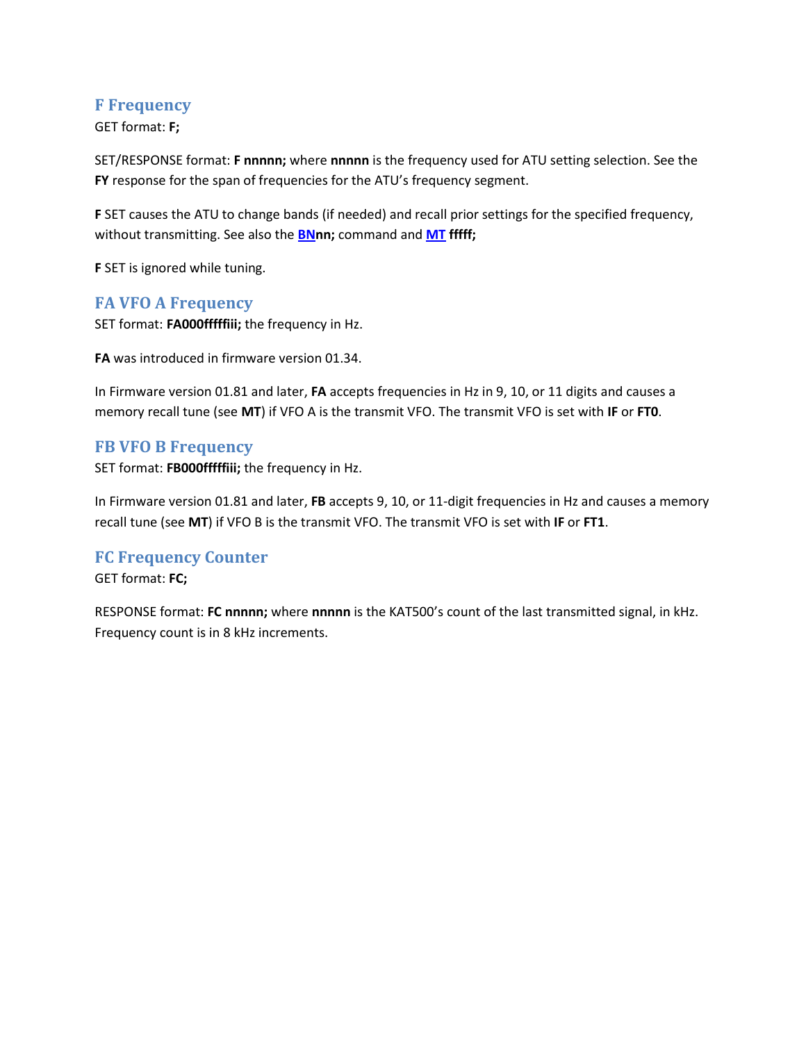## F Frequency

GET format: **F;**

SET/RESPONSE format: **F nnnnn;** where **nnnnn** is the frequency used for ATU setting selection. See the **FY** response for the span of frequencies for the ATU's frequency segment.

**F** SET causes the ATU to change bands (if needed) and recall prior settings for the specified frequency, without transmitting. See also the **BNnn;** command and **MT fffff;**

**F** SET is ignored while tuning.

## FA VFO A Frequency

SET format: **FA000fffffiii;** the frequency in Hz.

**FA** was introduced in firmware version 01.34.

In Firmware version 01.81 and later, **FA** accepts frequencies in Hz in 9, 10, or 11 digits and causes a memory recall tune (see **MT**) if VFO A is the transmit VFO. The transmit VFO is set with **IF** or **FT0**.

## FB VFO B Frequency

SET format: **FB000fffffiii;** the frequency in Hz.

In Firmware version 01.81 and later, **FB** accepts 9, 10, or 11-digit frequencies in Hz and causes a memory recall tune (see **MT**) if VFO B is the transmit VFO. The transmit VFO is set with **IF** or **FT1**.

## FC Frequency Counter

GET format: **FC;**

RESPONSE format: **FC nnnnn;** where **nnnnn** is the KAT500's count of the last transmitted signal, in kHz. Frequency count is in 8 kHz increments.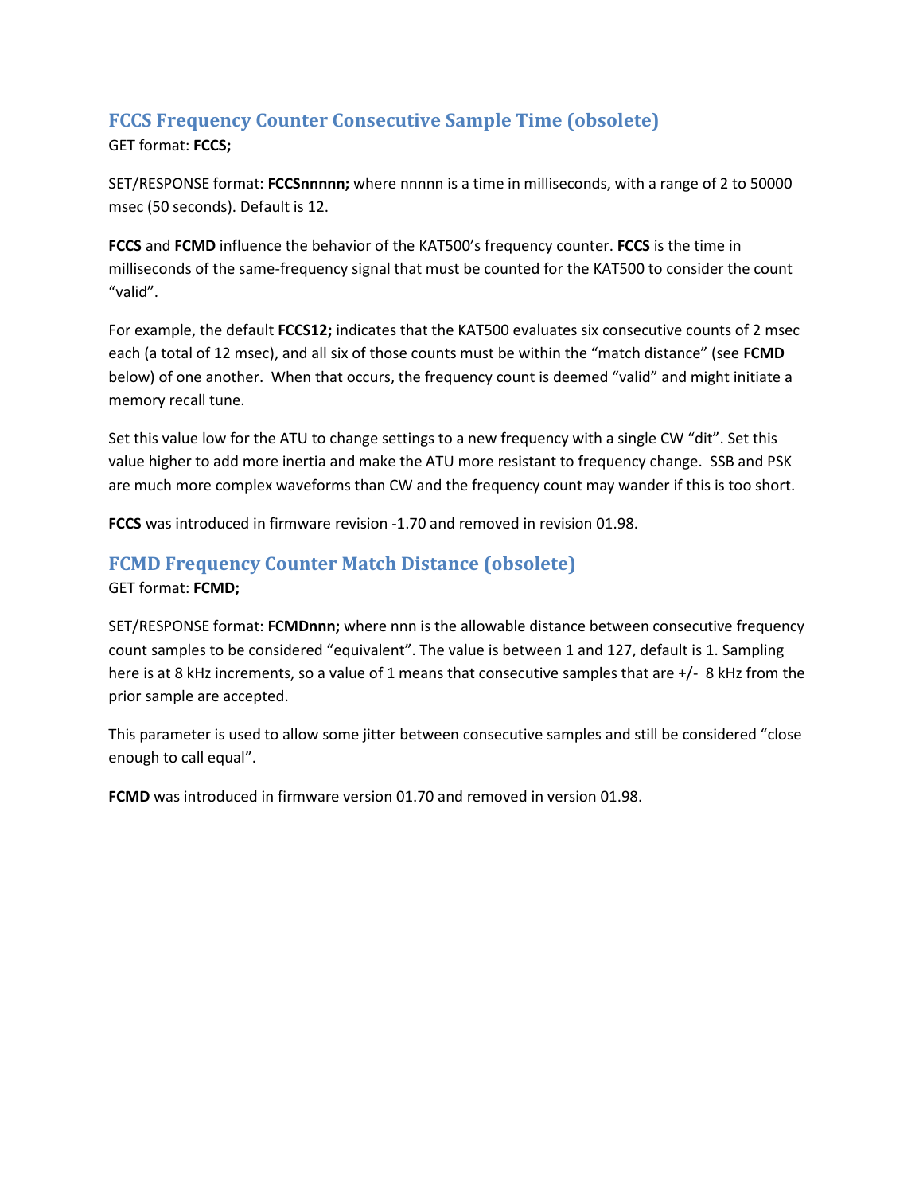## FCCS Frequency Counter Consecutive Sample Time (obsolete)

GET format: **FCCS;**

SET/RESPONSE format: **FCCSnnnnn;** where nnnnn is a time in milliseconds, with a range of 2 to 50000 msec (50 seconds). Default is 12.

**FCCS** and **FCMD** influence the behavior of the KAT500's frequency counter. **FCCS** is the time in milliseconds of the same-frequency signal that must be counted for the KAT500 to consider the count "valid".

For example, the default **FCCS12;** indicates that the KAT500 evaluates six consecutive counts of 2 msec each (a total of 12 msec), and all six of those counts must be within the "match distance" (see **FCMD** below) of one another. When that occurs, the frequency count is deemed "valid" and might initiate a memory recall tune.

Set this value low for the ATU to change settings to a new frequency with a single CW "dit". Set this value higher to add more inertia and make the ATU more resistant to frequency change. SSB and PSK are much more complex waveforms than CW and the frequency count may wander if this is too short.

**FCCS** was introduced in firmware revision -1.70 and removed in revision 01.98.

## FCMD Frequency Counter Match Distance (obsolete)

GET format: **FCMD;**

SET/RESPONSE format: **FCMDnnn;** where nnn is the allowable distance between consecutive frequency count samples to be considered "equivalent". The value is between 1 and 127, default is 1. Sampling here is at 8 kHz increments, so a value of 1 means that consecutive samples that are +/- 8 kHz from the prior sample are accepted.

This parameter is used to allow some jitter between consecutive samples and still be considered "close enough to call equal".

**FCMD** was introduced in firmware version 01.70 and removed in version 01.98.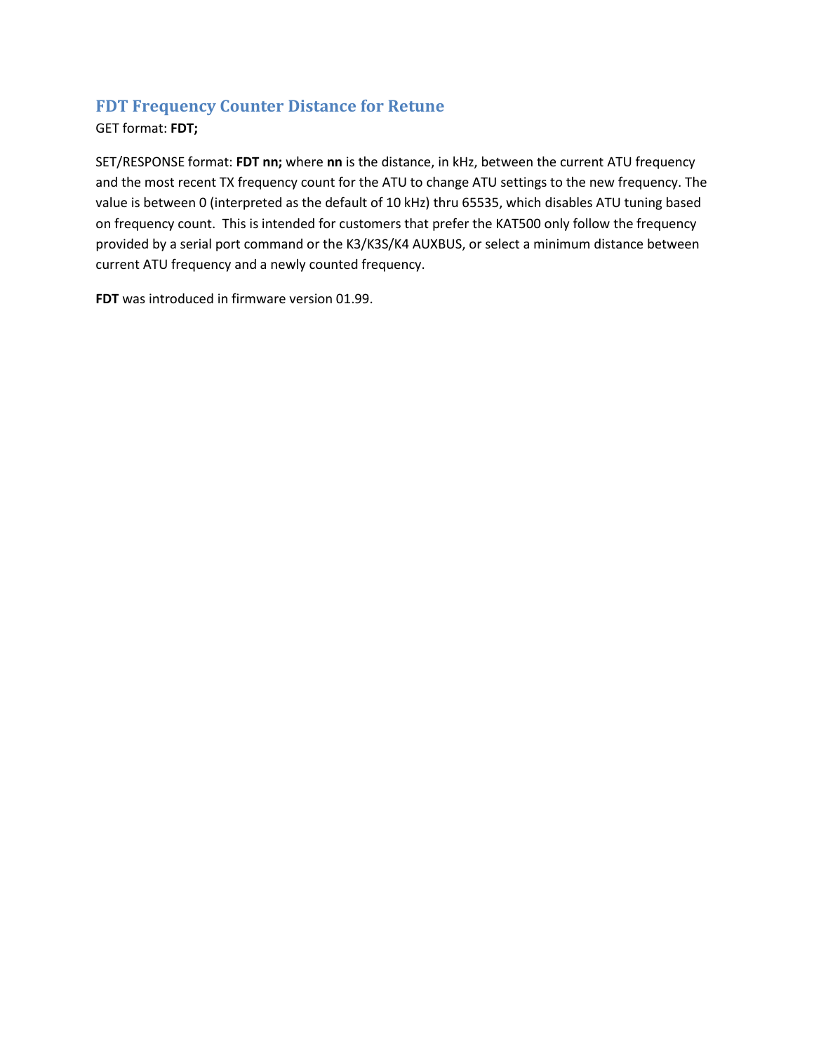## FDT Frequency Counter Distance for Retune

GET format: **FDT;**

SET/RESPONSE format: **FDT nn;** where **nn** is the distance, in kHz, between the current ATU frequency and the most recent TX frequency count for the ATU to change ATU settings to the new frequency. The value is between 0 (interpreted as the default of 10 kHz) thru 65535, which disables ATU tuning based on frequency count. This is intended for customers that prefer the KAT500 only follow the frequency provided by a serial port command or the K3/K3S/K4 AUXBUS, or select a minimum distance between current ATU frequency and a newly counted frequency.

**FDT** was introduced in firmware version 01.99.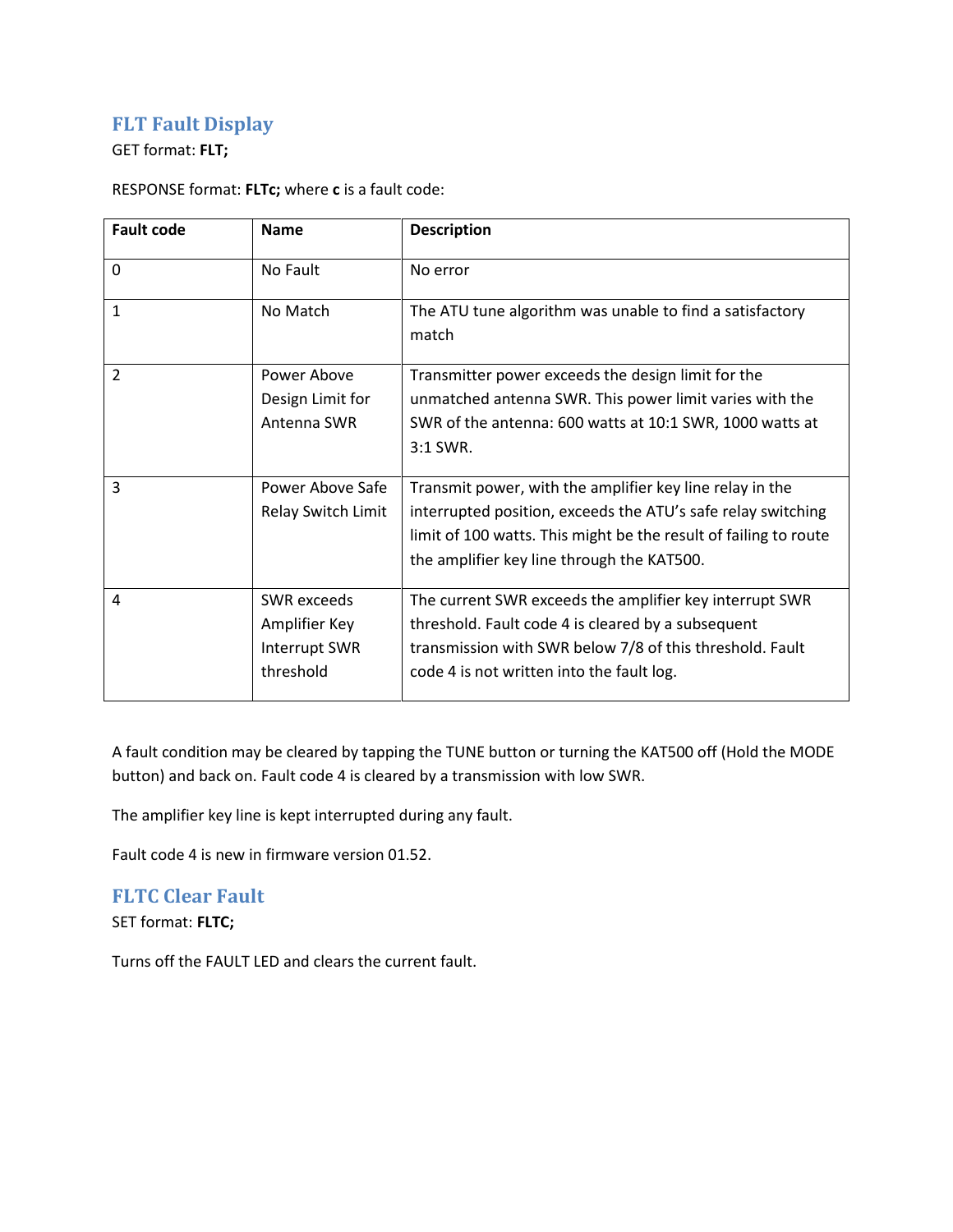## FLT Fault Display

GET format: **FLT;**

RESPONSE format: **FLTc;** where **c** is a fault code:

| Fault code | Name | Description |
|---|---|---|
| 0 | No Fault | No error |
| 1 | No Match | The ATU tune algorithm was unable to find a satisfactory match |
| 2 | Power Above Design Limit for Antenna SWR | Transmitter power exceeds the design limit for the unmatched antenna SWR. This power limit varies with the SWR of the antenna: 600 watts at 10:1 SWR, 1000 watts at 3:1 SWR. |
| 3 | Power Above Safe Relay Switch Limit | Transmit power, with the amplifier key line relay in the interrupted position, exceeds the ATU's safe relay switching limit of 100 watts. This might be the result of failing to route the amplifier key line through the KAT500. |
| 4 | SWR exceeds Amplifier Key Interrupt SWR threshold | The current SWR exceeds the amplifier key interrupt SWR threshold. Fault code 4 is cleared by a subsequent transmission with SWR below 7/8 of this threshold. Fault code 4 is not written into the fault log. |

A fault condition may be cleared by tapping the TUNE button or turning the KAT500 off (Hold the MODE button) and back on. Fault code 4 is cleared by a transmission with low SWR.

The amplifier key line is kept interrupted during any fault.

Fault code 4 is new in firmware version 01.52.

## FLTC Clear Fault

SET format: **FLTC;**

Turns off the FAULT LED and clears the current fault.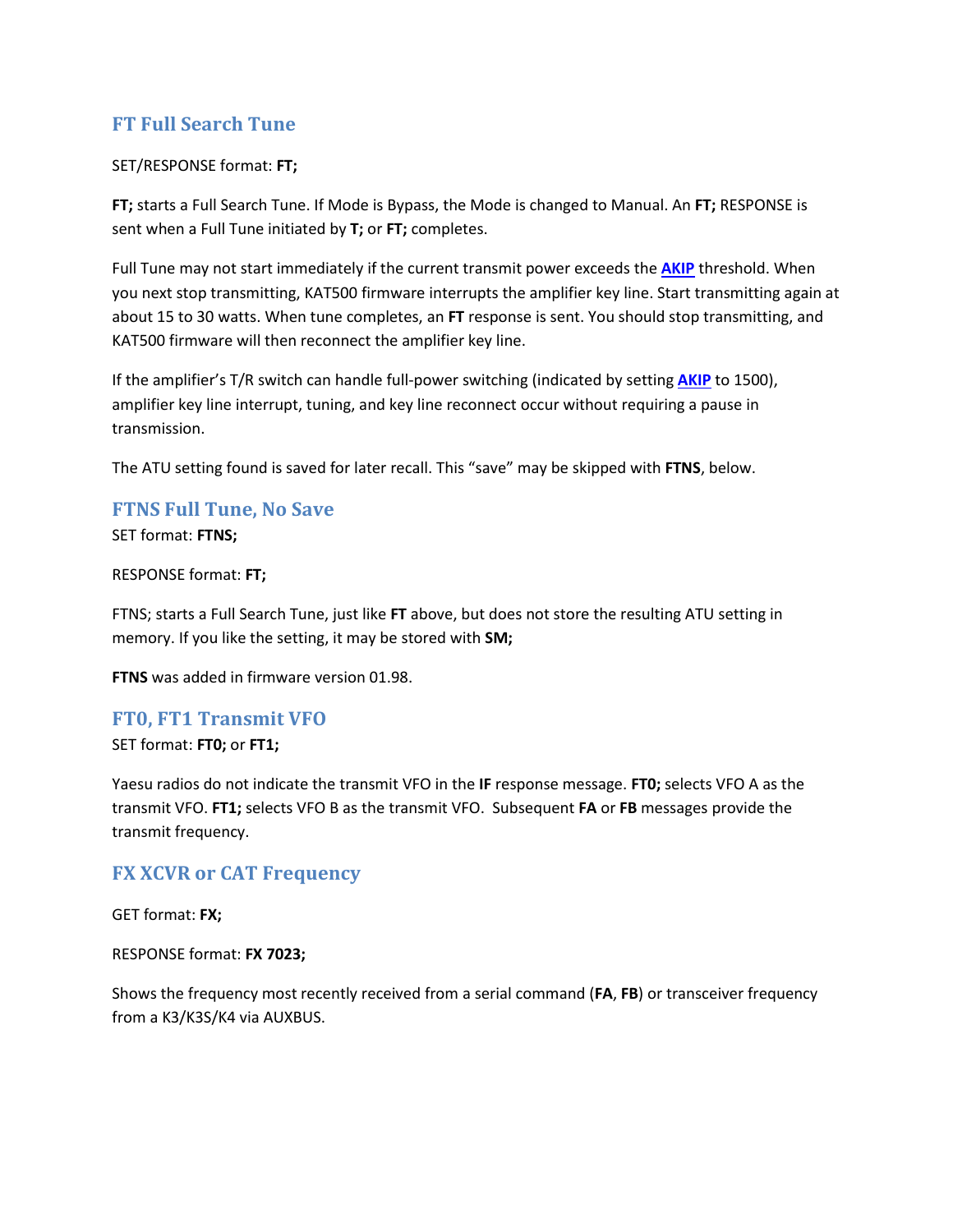## FT Full Search Tune

SET/RESPONSE format: **FT;**

**FT;** starts a Full Search Tune. If Mode is Bypass, the Mode is changed to Manual. An **FT;** RESPONSE is sent when a Full Tune initiated by **T;** or **FT;** completes.

Full Tune may not start immediately if the current transmit power exceeds the **AKIP** threshold. When you next stop transmitting, KAT500 firmware interrupts the amplifier key line. Start transmitting again at about 15 to 30 watts. When tune completes, an **FT** response is sent. You should stop transmitting, and KAT500 firmware will then reconnect the amplifier key line.

If the amplifier's T/R switch can handle full-power switching (indicated by setting **AKIP** to 1500), amplifier key line interrupt, tuning, and key line reconnect occur without requiring a pause in transmission.

The ATU setting found is saved for later recall. This "save" may be skipped with **FTNS**, below.

## FTNS Full Tune, No Save

SET format: **FTNS;**

RESPONSE format: **FT;**

FTNS; starts a Full Search Tune, just like **FT** above, but does not store the resulting ATU setting in memory. If you like the setting, it may be stored with **SM;**

**FTNS** was added in firmware version 01.98.

## FT0, FT1 Transmit VFO

SET format: **FT0;** or **FT1;**

Yaesu radios do not indicate the transmit VFO in the **IF** response message. **FT0;** selects VFO A as the transmit VFO. **FT1;** selects VFO B as the transmit VFO. Subsequent **FA** or **FB** messages provide the transmit frequency.

## FX XCVR or CAT Frequency

GET format: **FX;**

RESPONSE format: **FX 7023;**

Shows the frequency most recently received from a serial command (**FA**, **FB**) or transceiver frequency from a K3/K3S/K4 via AUXBUS.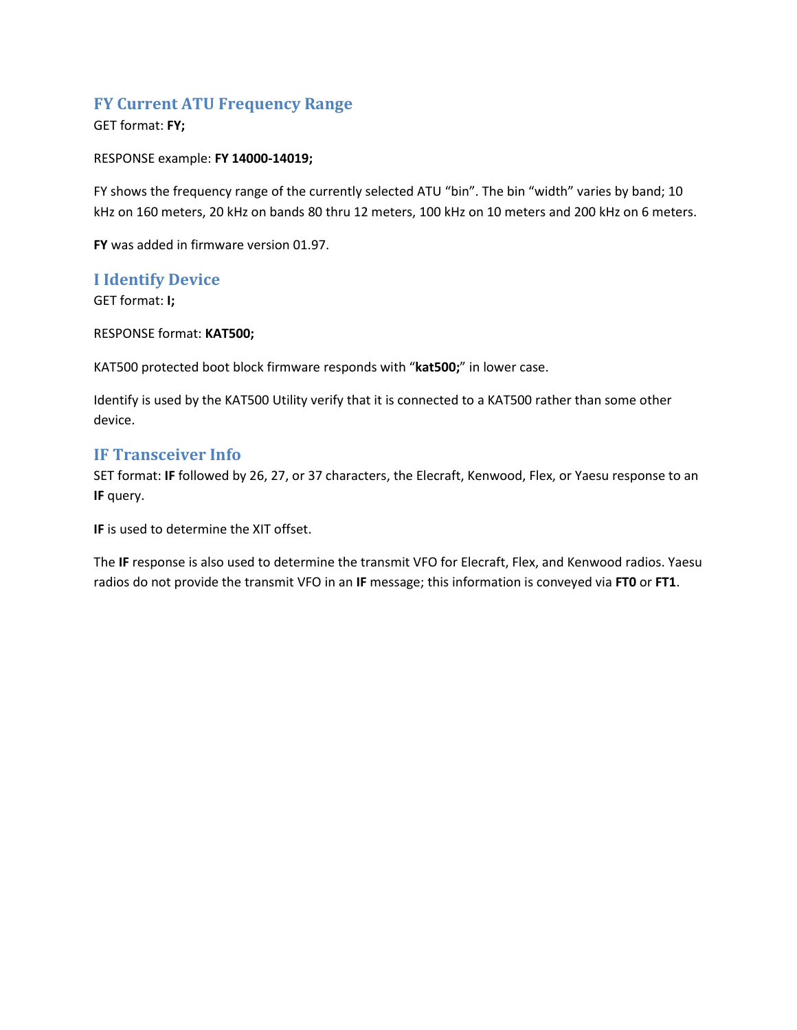## FY Current ATU Frequency Range

GET format: **FY;**

RESPONSE example: **FY 14000-14019;**

FY shows the frequency range of the currently selected ATU "bin". The bin "width" varies by band; 10 kHz on 160 meters, 20 kHz on bands 80 thru 12 meters, 100 kHz on 10 meters and 200 kHz on 6 meters.

**FY** was added in firmware version 01.97.

## I Identify Device

GET format: **I;**

RESPONSE format: **KAT500;**

KAT500 protected boot block firmware responds with "**kat500;**" in lower case.

Identify is used by the KAT500 Utility verify that it is connected to a KAT500 rather than some other device.

## IF Transceiver Info

SET format: **IF** followed by 26, 27, or 37 characters, the Elecraft, Kenwood, Flex, or Yaesu response to an **IF** query.

**IF** is used to determine the XIT offset.

The **IF** response is also used to determine the transmit VFO for Elecraft, Flex, and Kenwood radios. Yaesu radios do not provide the transmit VFO in an **IF** message; this information is conveyed via **FT0** or **FT1**.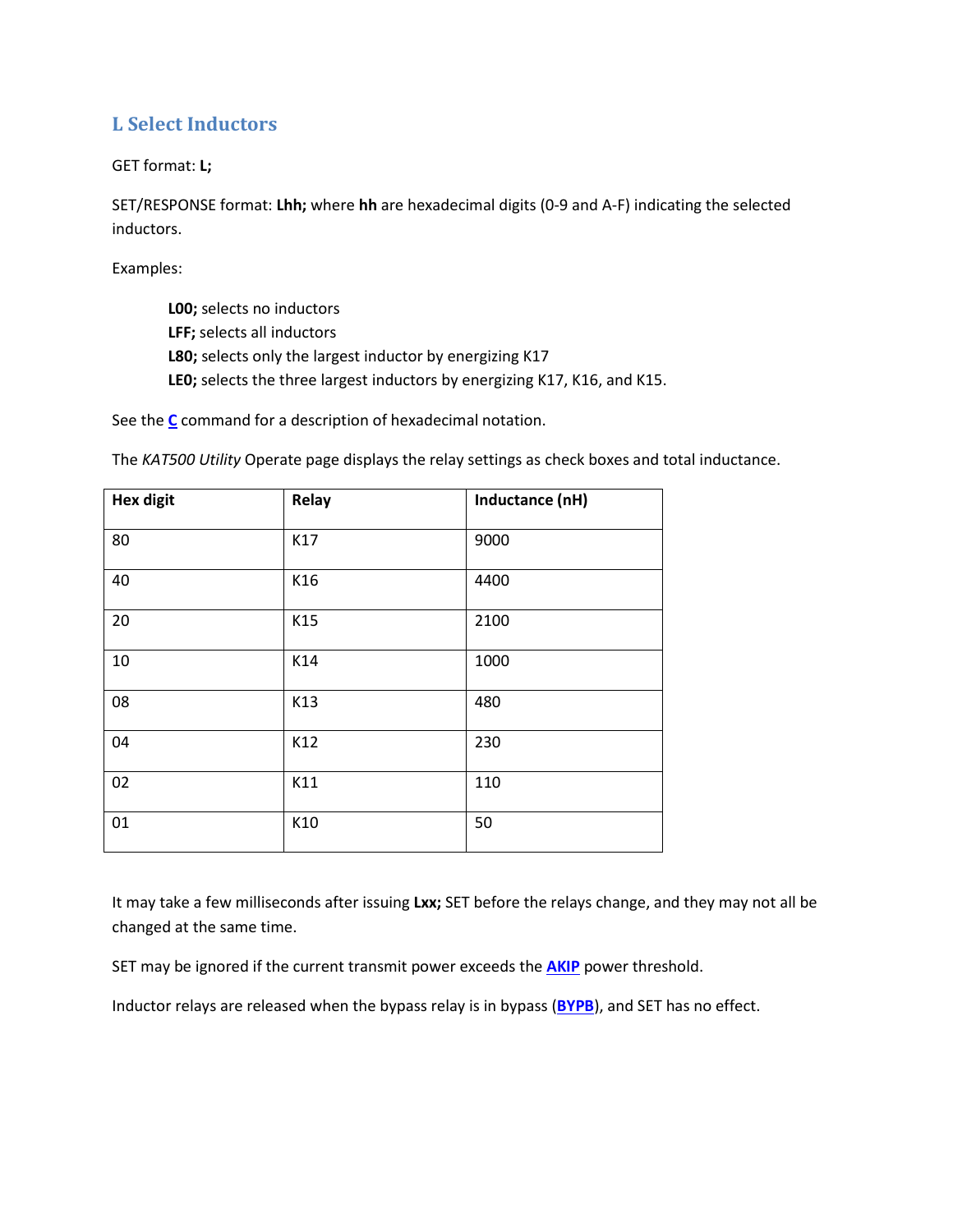## L Select Inductors

GET format: **L;**

SET/RESPONSE format: **Lhh;** where **hh** are hexadecimal digits (0-9 and A-F) indicating the selected inductors.

Examples:

> **L00;** selects no inductors
> **LFF;** selects all inductors
> **L80;** selects only the largest inductor by energizing K17
> **LE0;** selects the three largest inductors by energizing K17, K16, and K15.

See the **C** command for a description of hexadecimal notation.

The *KAT500 Utility* Operate page displays the relay settings as check boxes and total inductance.

| Hex digit | Relay | Inductance (nH) |
|---|---|---|
| 80 | K17 | 9000 |
| 40 | K16 | 4400 |
| 20 | K15 | 2100 |
| 10 | K14 | 1000 |
| 08 | K13 | 480 |
| 04 | K12 | 230 |
| 02 | K11 | 110 |
| 01 | K10 | 50 |

It may take a few milliseconds after issuing **Lxx;** SET before the relays change, and they may not all be changed at the same time.

SET may be ignored if the current transmit power exceeds the **AKIP** power threshold.

Inductor relays are released when the bypass relay is in bypass (**BYPB**), and SET has no effect.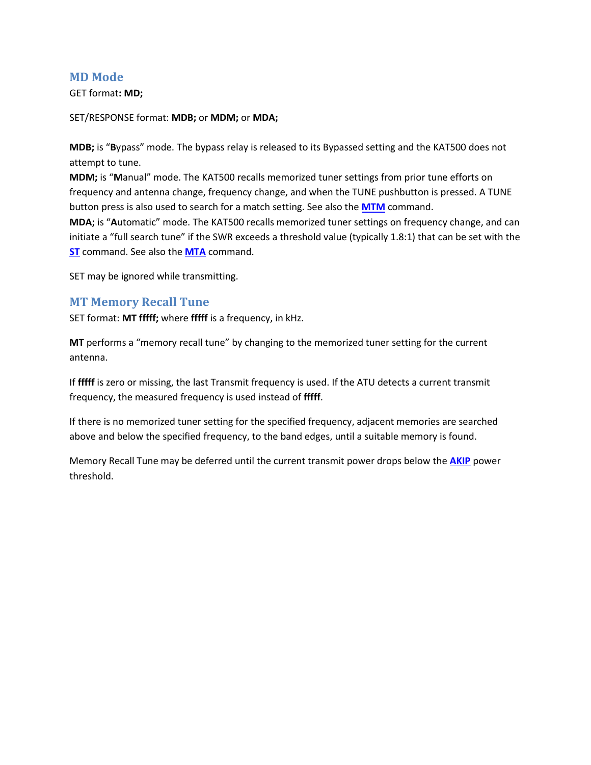## MD Mode

GET format**: MD;**

SET/RESPONSE format: **MDB;** or **MDM;** or **MDA;**

**MDB;** is "**B**ypass" mode. The bypass relay is released to its Bypassed setting and the KAT500 does not attempt to tune.
**MDM;** is "**M**anual" mode. The KAT500 recalls memorized tuner settings from prior tune efforts on frequency and antenna change, frequency change, and when the TUNE pushbutton is pressed. A TUNE button press is also used to search for a match setting. See also the **MTM** command.
**MDA;** is "**A**utomatic" mode. The KAT500 recalls memorized tuner settings on frequency change, and can initiate a "full search tune" if the SWR exceeds a threshold value (typically 1.8:1) that can be set with the **ST** command. See also the **MTA** command.

SET may be ignored while transmitting.

## MT Memory Recall Tune

SET format: **MT fffff;** where **fffff** is a frequency, in kHz.

**MT** performs a "memory recall tune" by changing to the memorized tuner setting for the current antenna.

If **fffff** is zero or missing, the last Transmit frequency is used. If the ATU detects a current transmit frequency, the measured frequency is used instead of **fffff**.

If there is no memorized tuner setting for the specified frequency, adjacent memories are searched above and below the specified frequency, to the band edges, until a suitable memory is found.

Memory Recall Tune may be deferred until the current transmit power drops below the **AKIP** power threshold.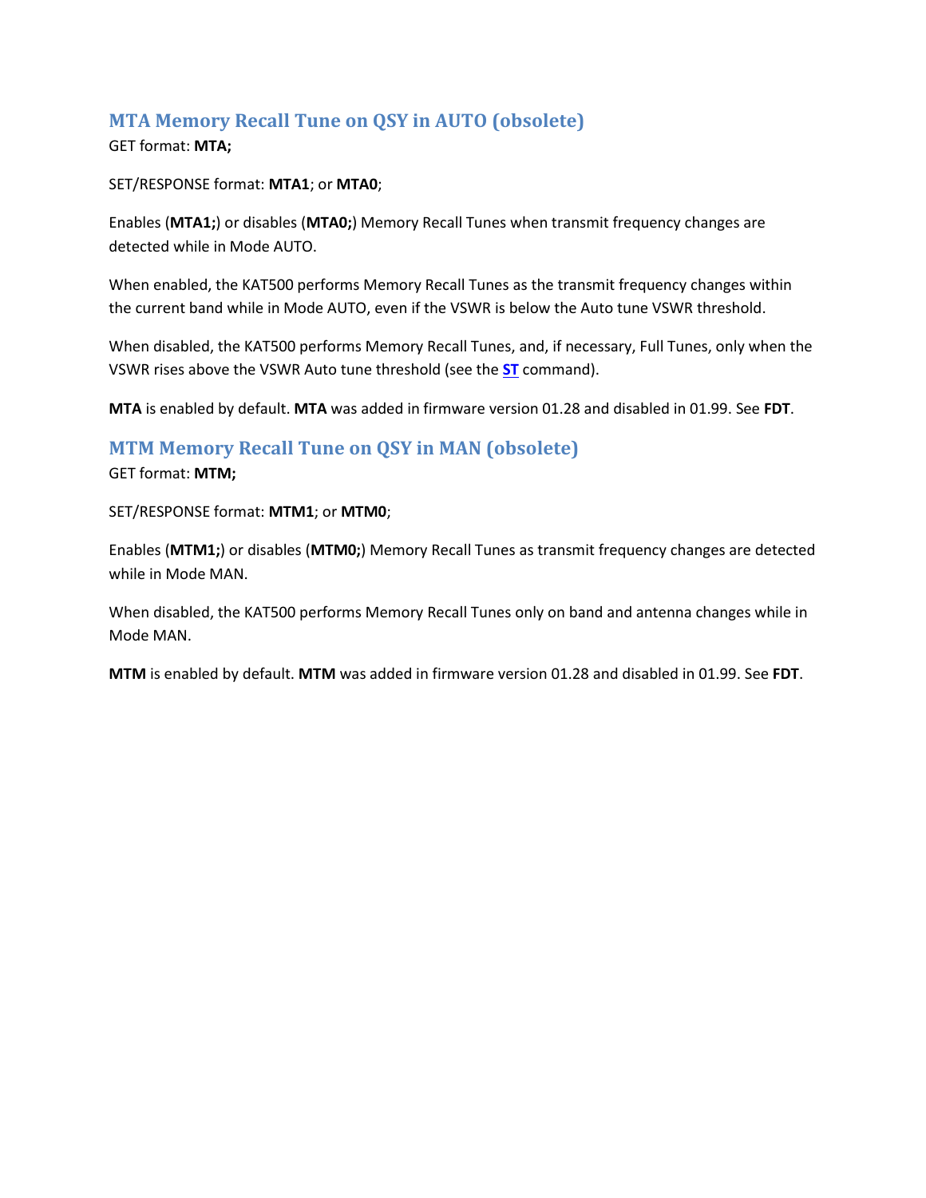## MTA Memory Recall Tune on QSY in AUTO (obsolete)

GET format: **MTA;**

SET/RESPONSE format: **MTA1**; or **MTA0**;

Enables (**MTA1;**) or disables (**MTA0;**) Memory Recall Tunes when transmit frequency changes are detected while in Mode AUTO.

When enabled, the KAT500 performs Memory Recall Tunes as the transmit frequency changes within the current band while in Mode AUTO, even if the VSWR is below the Auto tune VSWR threshold.

When disabled, the KAT500 performs Memory Recall Tunes, and, if necessary, Full Tunes, only when the VSWR rises above the VSWR Auto tune threshold (see the **ST** command).

**MTA** is enabled by default. **MTA** was added in firmware version 01.28 and disabled in 01.99. See **FDT**.

## MTM Memory Recall Tune on QSY in MAN (obsolete)

GET format: **MTM;**

SET/RESPONSE format: **MTM1**; or **MTM0**;

Enables (**MTM1;**) or disables (**MTM0;**) Memory Recall Tunes as transmit frequency changes are detected while in Mode MAN.

When disabled, the KAT500 performs Memory Recall Tunes only on band and antenna changes while in Mode MAN.

**MTM** is enabled by default. **MTM** was added in firmware version 01.28 and disabled in 01.99. See **FDT**.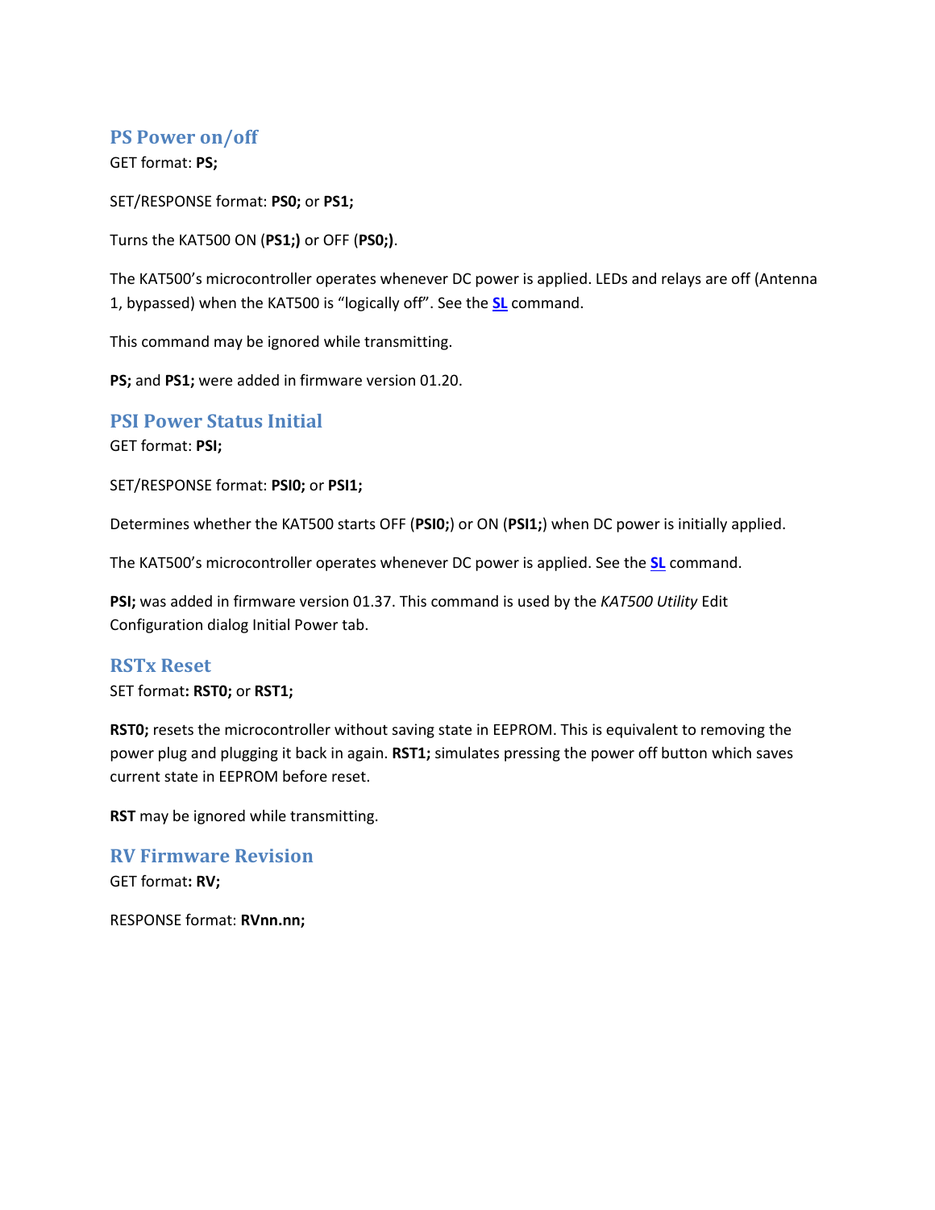## PS Power on/off

GET format: **PS;**

SET/RESPONSE format: **PS0;** or **PS1;**

Turns the KAT500 ON (**PS1;)** or OFF (**PS0;)**.

The KAT500's microcontroller operates whenever DC power is applied. LEDs and relays are off (Antenna 1, bypassed) when the KAT500 is "logically off". See the **SL** command.

This command may be ignored while transmitting.

**PS;** and **PS1;** were added in firmware version 01.20.

## PSI Power Status Initial

GET format: **PSI;**

SET/RESPONSE format: **PSI0;** or **PSI1;**

Determines whether the KAT500 starts OFF (**PSI0;**) or ON (**PSI1;**) when DC power is initially applied.

The KAT500's microcontroller operates whenever DC power is applied. See the **SL** command.

**PSI;** was added in firmware version 01.37. This command is used by the *KAT500 Utility* Edit Configuration dialog Initial Power tab.

## RSTx Reset

SET format**: RST0;** or **RST1;**

**RST0;** resets the microcontroller without saving state in EEPROM. This is equivalent to removing the power plug and plugging it back in again. **RST1;** simulates pressing the power off button which saves current state in EEPROM before reset.

**RST** may be ignored while transmitting.

## RV Firmware Revision

GET format**: RV;**

RESPONSE format: **RVnn.nn;**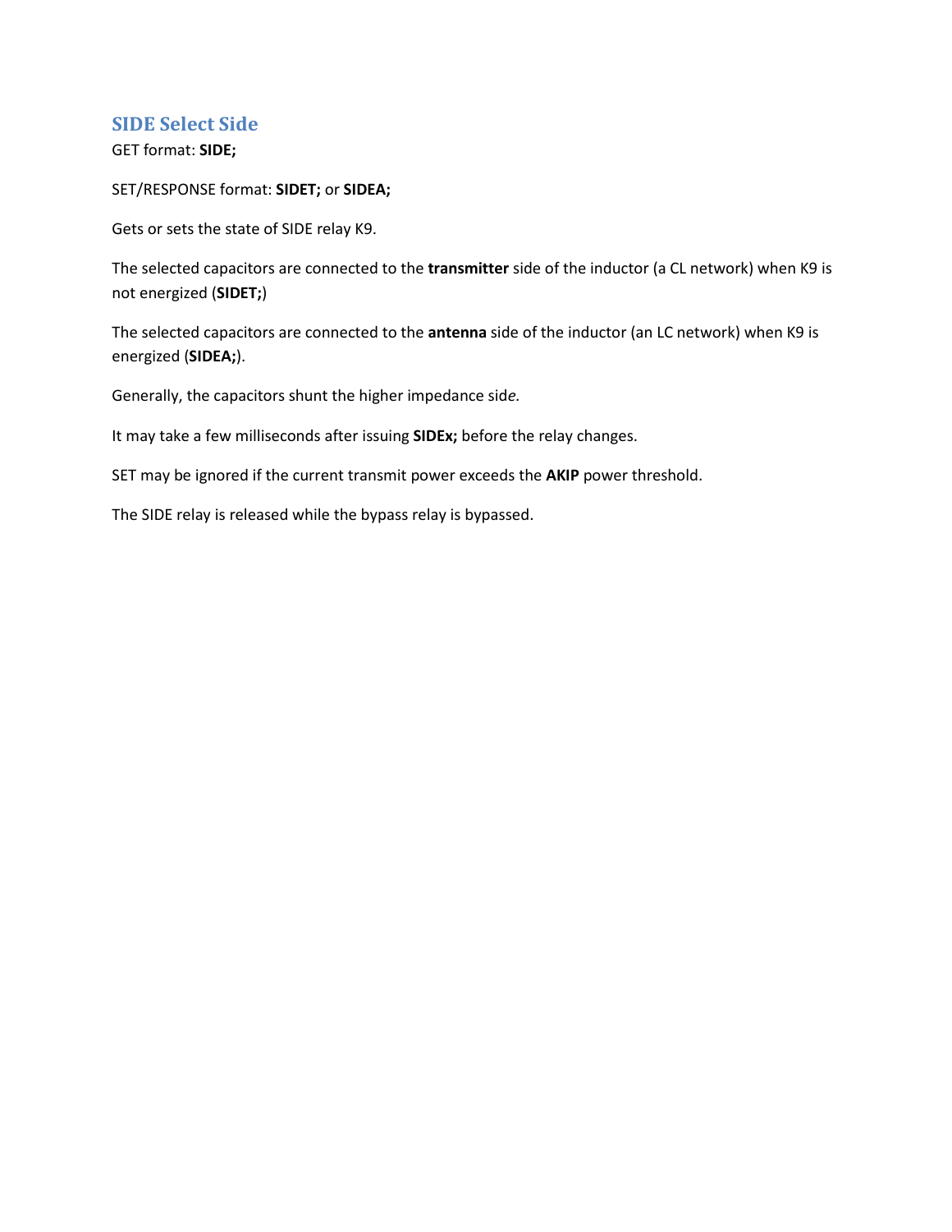## SIDE Select Side

GET format: **SIDE;**

SET/RESPONSE format: **SIDET;** or **SIDEA;**

Gets or sets the state of SIDE relay K9.

The selected capacitors are connected to the **transmitter** side of the inductor (a CL network) when K9 is not energized (**SIDET;**)

The selected capacitors are connected to the **antenna** side of the inductor (an LC network) when K9 is energized (**SIDEA;**).

Generally, the capacitors shunt the higher impedance sid*e.*

It may take a few milliseconds after issuing **SIDEx;** before the relay changes.

SET may be ignored if the current transmit power exceeds the **AKIP** power threshold.

The SIDE relay is released while the bypass relay is bypassed.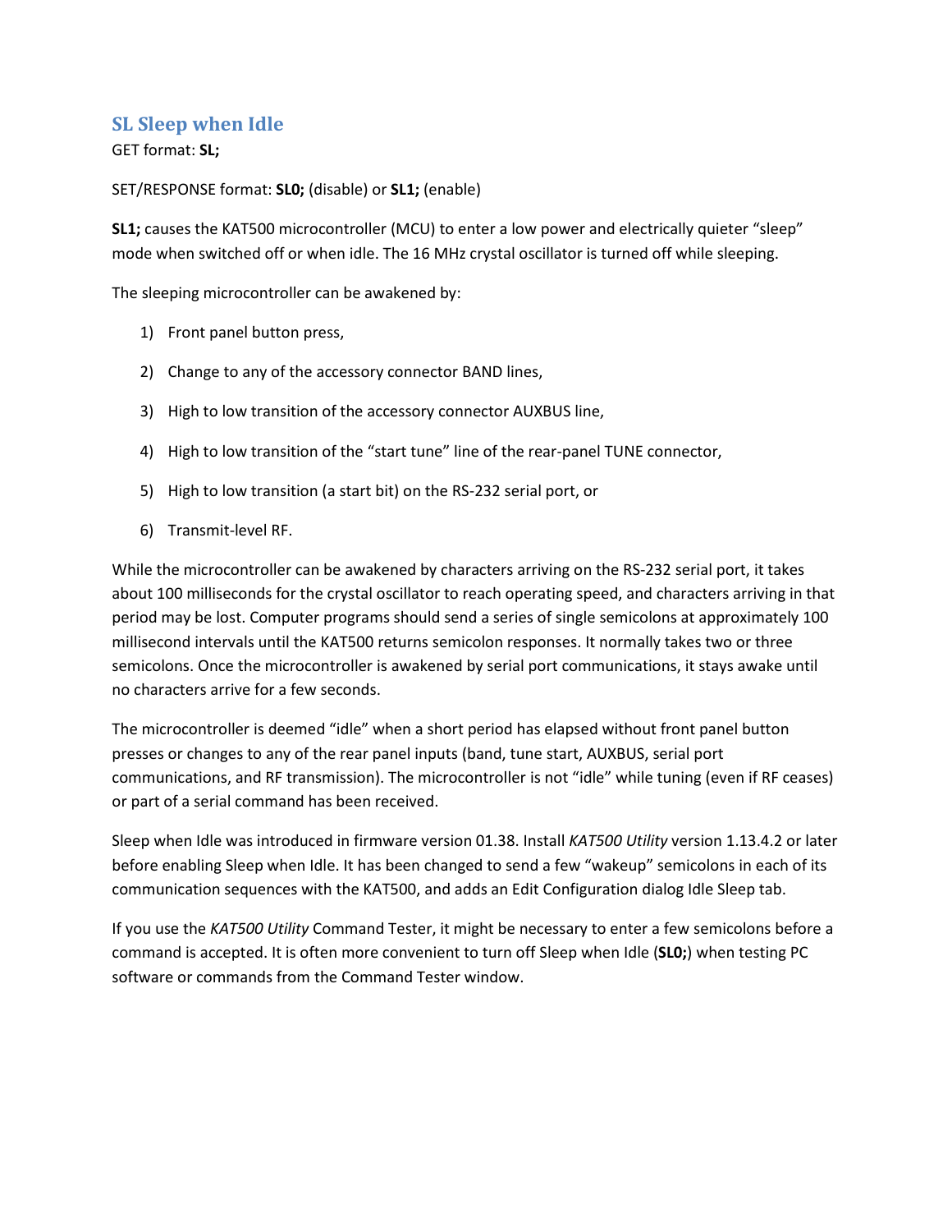## SL Sleep when Idle

GET format: **SL;**

SET/RESPONSE format: **SL0;** (disable) or **SL1;** (enable)

**SL1;** causes the KAT500 microcontroller (MCU) to enter a low power and electrically quieter "sleep" mode when switched off or when idle. The 16 MHz crystal oscillator is turned off while sleeping.

The sleeping microcontroller can be awakened by:

1) Front panel button press,
2) Change to any of the accessory connector BAND lines,
3) High to low transition of the accessory connector AUXBUS line,
4) High to low transition of the "start tune" line of the rear-panel TUNE connector,
5) High to low transition (a start bit) on the RS-232 serial port, or
6) Transmit-level RF.

While the microcontroller can be awakened by characters arriving on the RS-232 serial port, it takes about 100 milliseconds for the crystal oscillator to reach operating speed, and characters arriving in that period may be lost. Computer programs should send a series of single semicolons at approximately 100 millisecond intervals until the KAT500 returns semicolon responses. It normally takes two or three semicolons. Once the microcontroller is awakened by serial port communications, it stays awake until no characters arrive for a few seconds.

The microcontroller is deemed "idle" when a short period has elapsed without front panel button presses or changes to any of the rear panel inputs (band, tune start, AUXBUS, serial port communications, and RF transmission). The microcontroller is not "idle" while tuning (even if RF ceases) or part of a serial command has been received.

Sleep when Idle was introduced in firmware version 01.38. Install *KAT500 Utility* version 1.13.4.2 or later before enabling Sleep when Idle. It has been changed to send a few "wakeup" semicolons in each of its communication sequences with the KAT500, and adds an Edit Configuration dialog Idle Sleep tab.

If you use the *KAT500 Utility* Command Tester, it might be necessary to enter a few semicolons before a command is accepted. It is often more convenient to turn off Sleep when Idle (**SL0;**) when testing PC software or commands from the Command Tester window.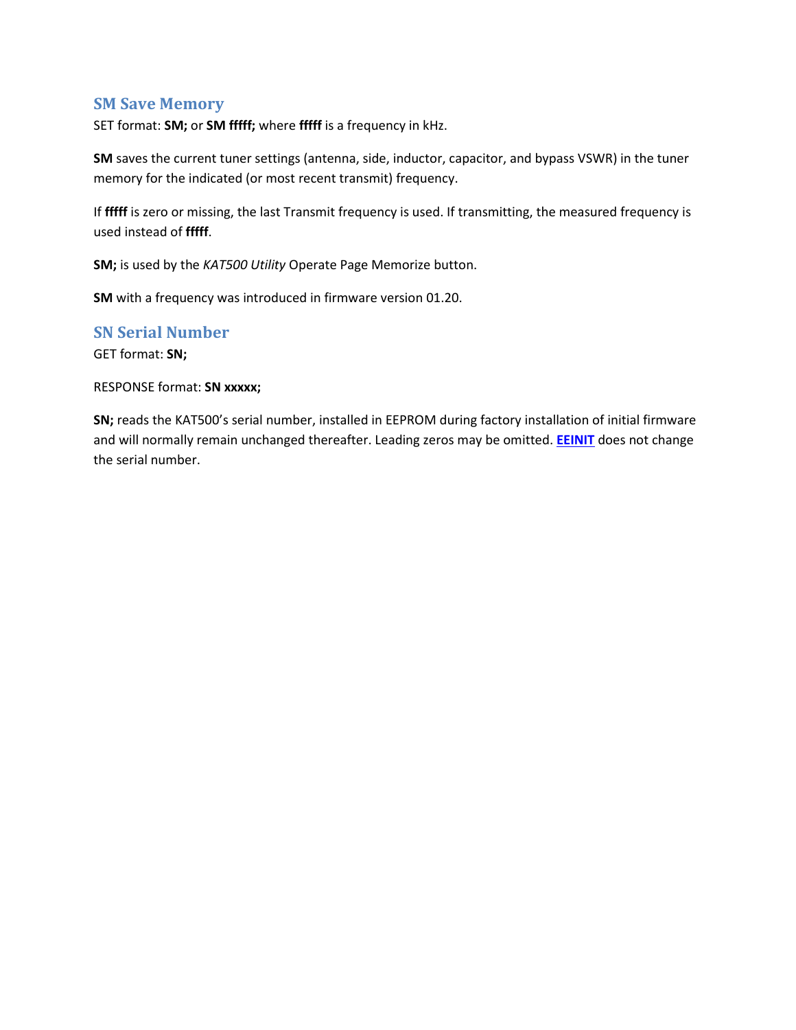## SM Save Memory

SET format: **SM;** or **SM fffff;** where **fffff** is a frequency in kHz.

**SM** saves the current tuner settings (antenna, side, inductor, capacitor, and bypass VSWR) in the tuner memory for the indicated (or most recent transmit) frequency.

If **fffff** is zero or missing, the last Transmit frequency is used. If transmitting, the measured frequency is used instead of **fffff**.

**SM;** is used by the *KAT500 Utility* Operate Page Memorize button.

**SM** with a frequency was introduced in firmware version 01.20.

## SN Serial Number

GET format: **SN;**

RESPONSE format: **SN xxxxx;**

**SN;** reads the KAT500's serial number, installed in EEPROM during factory installation of initial firmware and will normally remain unchanged thereafter. Leading zeros may be omitted. **EEINIT** does not change the serial number.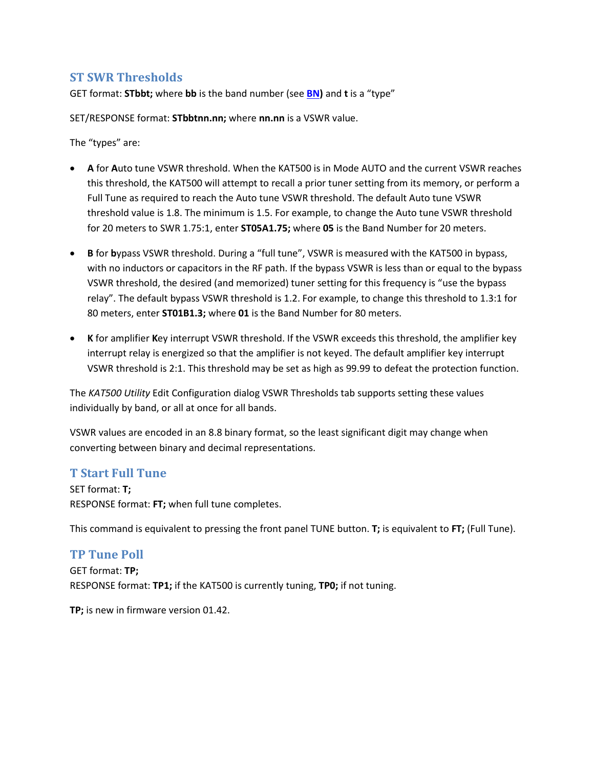## ST SWR Thresholds

GET format: **STbbt;** where **bb** is the band number (see **BN)** and **t** is a "type"

SET/RESPONSE format: **STbbtnn.nn;** where **nn.nn** is a VSWR value.

The "types" are:

- **A** for **A**uto tune VSWR threshold. When the KAT500 is in Mode AUTO and the current VSWR reaches this threshold, the KAT500 will attempt to recall a prior tuner setting from its memory, or perform a Full Tune as required to reach the Auto tune VSWR threshold. The default Auto tune VSWR threshold value is 1.8. The minimum is 1.5. For example, to change the Auto tune VSWR threshold for 20 meters to SWR 1.75:1, enter **ST05A1.75;** where **05** is the Band Number for 20 meters.

- **B** for **b**ypass VSWR threshold. During a "full tune", VSWR is measured with the KAT500 in bypass, with no inductors or capacitors in the RF path. If the bypass VSWR is less than or equal to the bypass VSWR threshold, the desired (and memorized) tuner setting for this frequency is "use the bypass relay". The default bypass VSWR threshold is 1.2. For example, to change this threshold to 1.3:1 for 80 meters, enter **ST01B1.3;** where **01** is the Band Number for 80 meters.

- **K** for amplifier **K**ey interrupt VSWR threshold. If the VSWR exceeds this threshold, the amplifier key interrupt relay is energized so that the amplifier is not keyed. The default amplifier key interrupt VSWR threshold is 2:1. This threshold may be set as high as 99.99 to defeat the protection function.

The *KAT500 Utility* Edit Configuration dialog VSWR Thresholds tab supports setting these values individually by band, or all at once for all bands.

VSWR values are encoded in an 8.8 binary format, so the least significant digit may change when converting between binary and decimal representations.

## T Start Full Tune

SET format: **T;**
RESPONSE format: **FT;** when full tune completes.

This command is equivalent to pressing the front panel TUNE button. **T;** is equivalent to **FT;** (Full Tune).

## TP Tune Poll

GET format: **TP;**
RESPONSE format: **TP1;** if the KAT500 is currently tuning, **TP0;** if not tuning.

**TP;** is new in firmware version 01.42.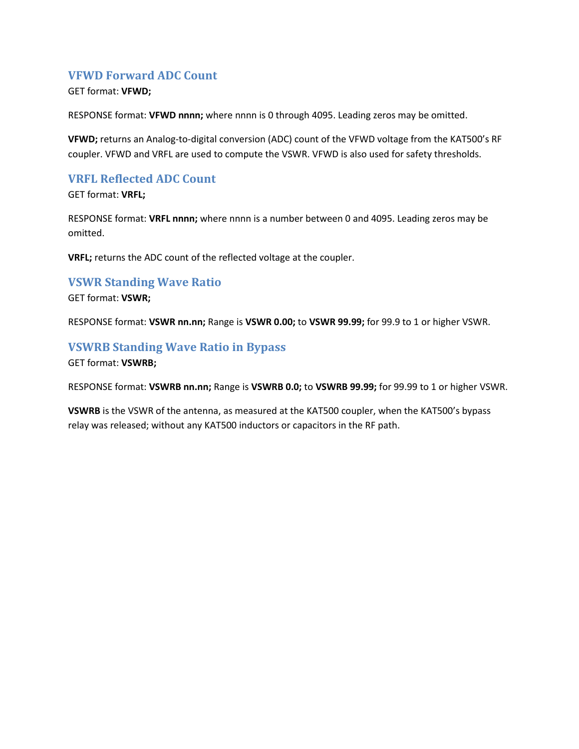### VFWD Forward ADC Count

GET format: **VFWD;**

RESPONSE format: **VFWD nnnn;** where nnnn is 0 through 4095. Leading zeros may be omitted.

**VFWD;** returns an Analog-to-digital conversion (ADC) count of the VFWD voltage from the KAT500's RF coupler. VFWD and VRFL are used to compute the VSWR. VFWD is also used for safety thresholds.

### VRFL Reflected ADC Count

GET format: **VRFL;**

RESPONSE format: **VRFL nnnn;** where nnnn is a number between 0 and 4095. Leading zeros may be omitted.

**VRFL;** returns the ADC count of the reflected voltage at the coupler.

### VSWR Standing Wave Ratio

GET format: **VSWR;**

RESPONSE format: **VSWR nn.nn;** Range is **VSWR 0.00;** to **VSWR 99.99;** for 99.9 to 1 or higher VSWR.

### VSWRB Standing Wave Ratio in Bypass

GET format: **VSWRB;**

RESPONSE format: **VSWRB nn.nn;** Range is **VSWRB 0.0;** to **VSWRB 99.99;** for 99.99 to 1 or higher VSWR.

**VSWRB** is the VSWR of the antenna, as measured at the KAT500 coupler, when the KAT500's bypass relay was released; without any KAT500 inductors or capacitors in the RF path.